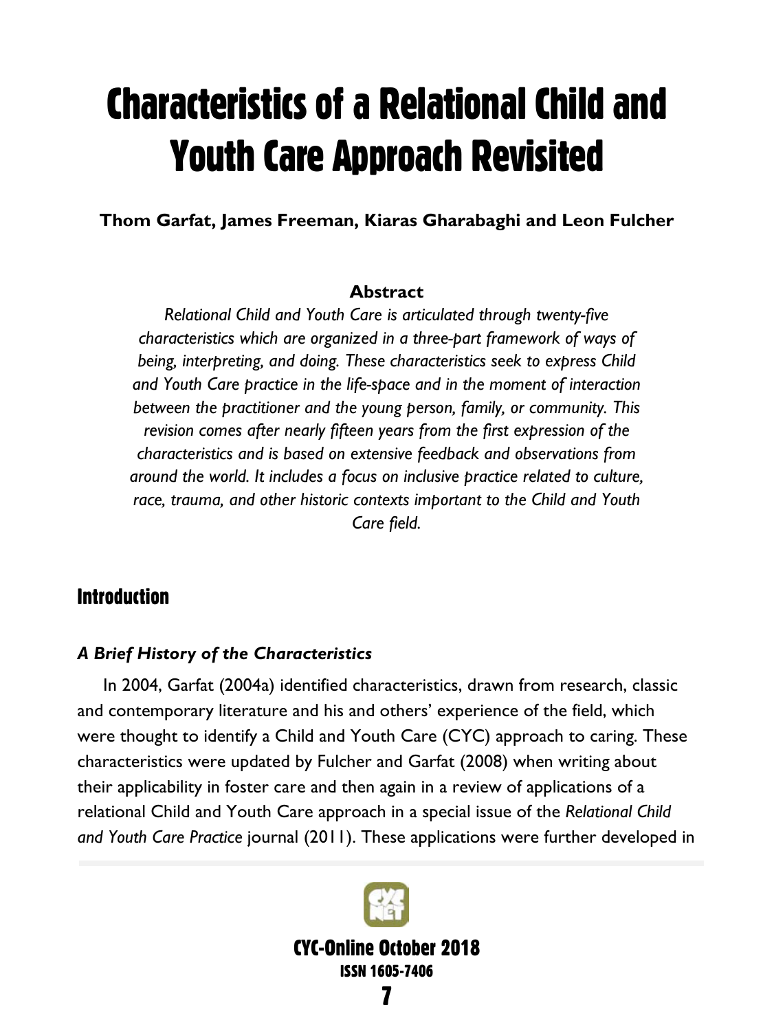# Characteristics of a Relational Child and Youth Care Approach Revisited

**Thom Garfat, James Freeman, Kiaras Gharabaghi and Leon Fulcher**

**Abstract**

*Relational Child and Youth Care is articulated through twenty-five characteristics which are organized in a three-part framework of ways of being, interpreting, and doing. These characteristics seek to express Child and Youth Care practice in the life-space and in the moment of interaction between the practitioner and the young person, family, or community. This revision comes after nearly fifteen years from the first expression of the characteristics and is based on extensive feedback and observations from around the world. It includes a focus on inclusive practice related to culture, race, trauma, and other historic contexts important to the Child and Youth Care field.*

## Introduction

### *A Brief History of the Characteristics*

In 2004, Garfat (2004a) identified characteristics, drawn from research, classic and contemporary literature and his and others' experience of the field, which were thought to identify a Child and Youth Care (CYC) approach to caring. These characteristics were updated by Fulcher and Garfat (2008) when writing about their applicability in foster care and then again in a review of applications of a relational Child and Youth Care approach in a special issue of the *Relational Child and Youth Care Practice* journal (2011). These applications were further developed in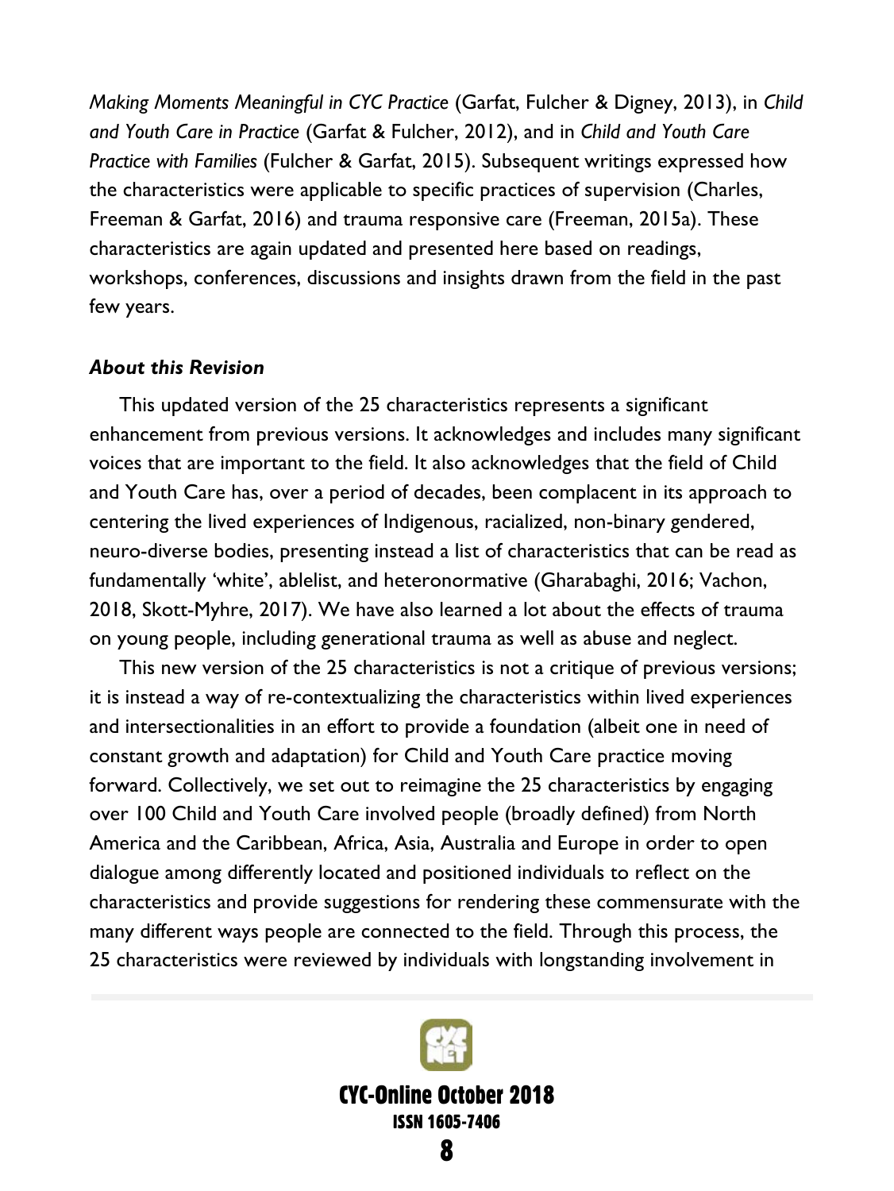*Making Moments Meaningful in CYC Practice* (Garfat, Fulcher & Digney, 2013), in *Child and Youth Care in Practice* (Garfat & Fulcher, 2012), and in *Child and Youth Care Practice with Families* (Fulcher & Garfat, 2015). Subsequent writings expressed how the characteristics were applicable to specific practices of supervision (Charles, Freeman & Garfat, 2016) and trauma responsive care (Freeman, 2015a). These characteristics are again updated and presented here based on readings, workshops, conferences, discussions and insights drawn from the field in the past few years.

***About this Revision***

This updated version of the 25 characteristics represents a significant enhancement from previous versions. It acknowledges and includes many significant voices that are important to the field. It also acknowledges that the field of Child and Youth Care has, over a period of decades, been complacent in its approach to centering the lived experiences of Indigenous, racialized, non-binary gendered, neuro-diverse bodies, presenting instead a list of characteristics that can be read as fundamentally 'white', ablelist, and heteronormative (Gharabaghi, 2016; Vachon, 2018, Skott-Myhre, 2017). We have also learned a lot about the effects of trauma on young people, including generational trauma as well as abuse and neglect.

This new version of the 25 characteristics is not a critique of previous versions; it is instead a way of re-contextualizing the characteristics within lived experiences and intersectionalities in an effort to provide a foundation (albeit one in need of constant growth and adaptation) for Child and Youth Care practice moving forward. Collectively, we set out to reimagine the 25 characteristics by engaging over 100 Child and Youth Care involved people (broadly defined) from North America and the Caribbean, Africa, Asia, Australia and Europe in order to open dialogue among differently located and positioned individuals to reflect on the characteristics and provide suggestions for rendering these commensurate with the many different ways people are connected to the field. Through this process, the 25 characteristics were reviewed by individuals with longstanding involvement in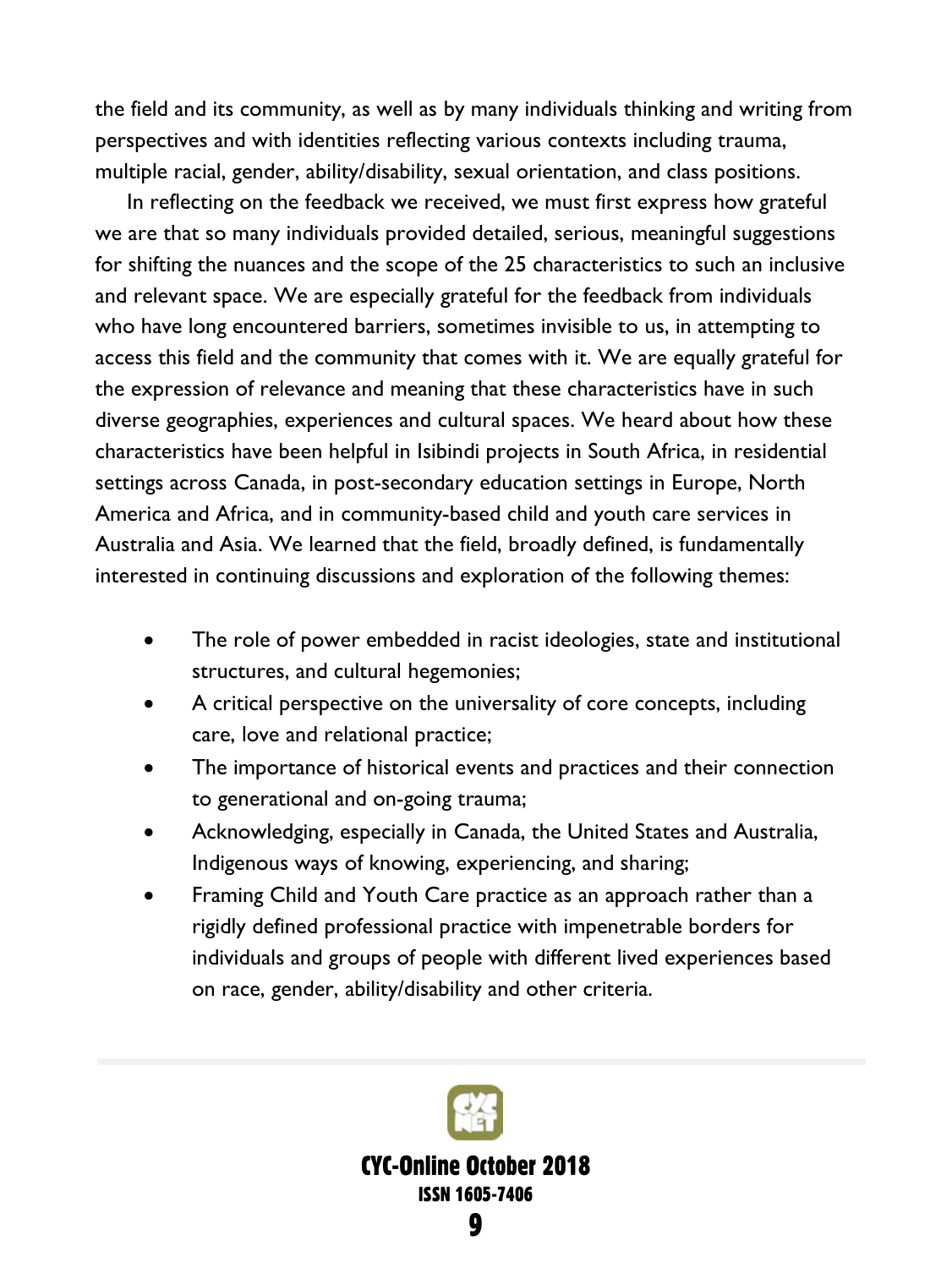the field and its community, as well as by many individuals thinking and writing from perspectives and with identities reflecting various contexts including trauma, multiple racial, gender, ability/disability, sexual orientation, and class positions.

In reflecting on the feedback we received, we must first express how grateful we are that so many individuals provided detailed, serious, meaningful suggestions for shifting the nuances and the scope of the 25 characteristics to such an inclusive and relevant space. We are especially grateful for the feedback from individuals who have long encountered barriers, sometimes invisible to us, in attempting to access this field and the community that comes with it. We are equally grateful for the expression of relevance and meaning that these characteristics have in such diverse geographies, experiences and cultural spaces. We heard about how these characteristics have been helpful in Isibindi projects in South Africa, in residential settings across Canada, in post-secondary education settings in Europe, North America and Africa, and in community-based child and youth care services in Australia and Asia. We learned that the field, broadly defined, is fundamentally interested in continuing discussions and exploration of the following themes:

- The role of power embedded in racist ideologies, state and institutional structures, and cultural hegemonies;
- A critical perspective on the universality of core concepts, including care, love and relational practice;
- The importance of historical events and practices and their connection to generational and on-going trauma;
- Acknowledging, especially in Canada, the United States and Australia, Indigenous ways of knowing, experiencing, and sharing;
- Framing Child and Youth Care practice as an approach rather than a rigidly defined professional practice with impenetrable borders for individuals and groups of people with different lived experiences based on race, gender, ability/disability and other criteria.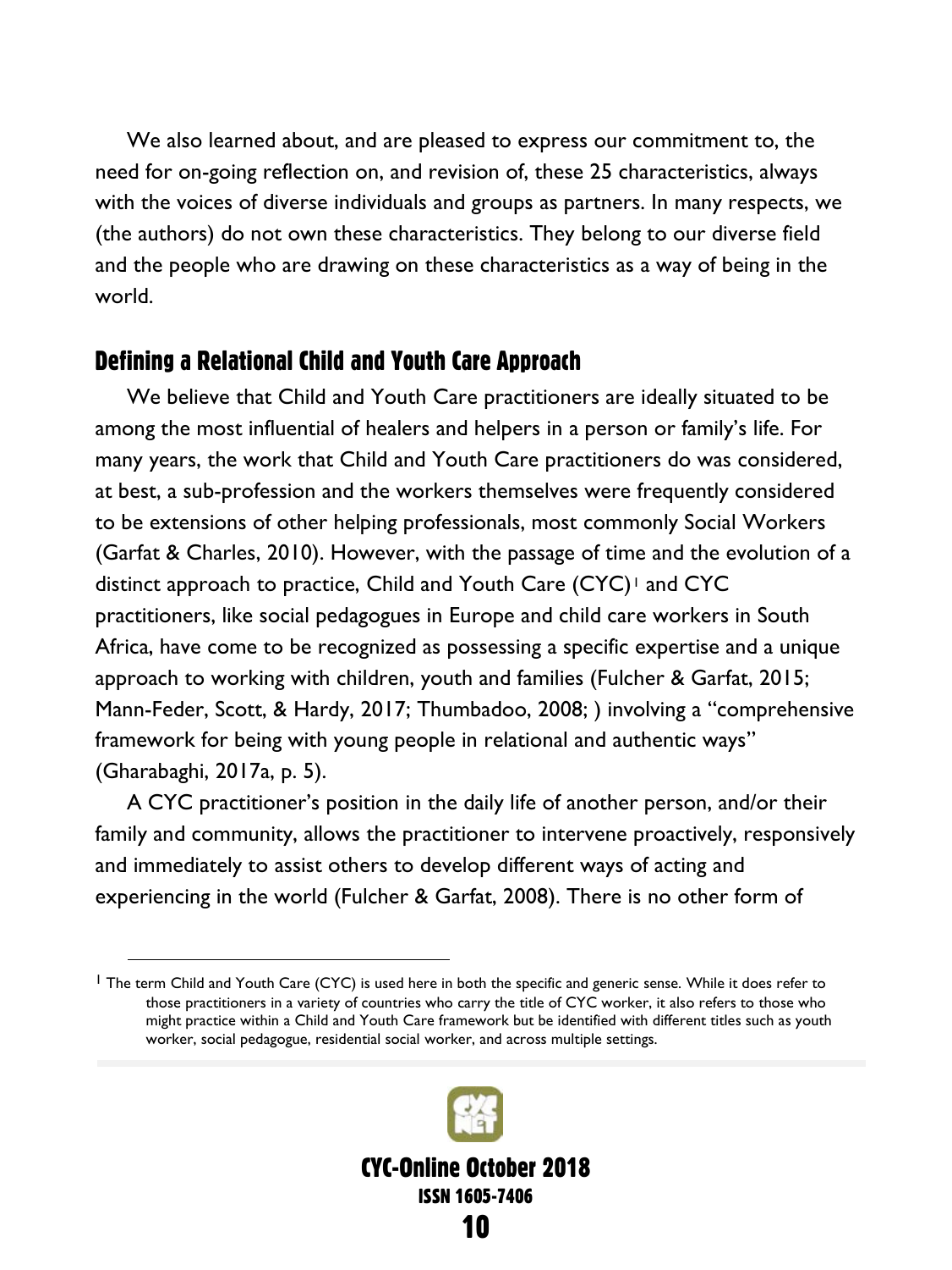We also learned about, and are pleased to express our commitment to, the need for on-going reflection on, and revision of, these 25 characteristics, always with the voices of diverse individuals and groups as partners. In many respects, we (the authors) do not own these characteristics. They belong to our diverse field and the people who are drawing on these characteristics as a way of being in the world.

## Defining a Relational Child and Youth Care Approach

We believe that Child and Youth Care practitioners are ideally situated to be among the most influential of healers and helpers in a person or family's life. For many years, the work that Child and Youth Care practitioners do was considered, at best, a sub-profession and the workers themselves were frequently considered to be extensions of other helping professionals, most commonly Social Workers (Garfat & Charles, 2010). However, with the passage of time and the evolution of a distinct approach to practice, Child and Youth Care (CYC)[1] and CYC practitioners, like social pedagogues in Europe and child care workers in South Africa, have come to be recognized as possessing a specific expertise and a unique approach to working with children, youth and families (Fulcher & Garfat, 2015; Mann-Feder, Scott, & Hardy, 2017; Thumbadoo, 2008; ) involving a "comprehensive framework for being with young people in relational and authentic ways" (Gharabaghi, 2017a, p. 5).

A CYC practitioner's position in the daily life of another person, and/or their family and community, allows the practitioner to intervene proactively, responsively and immediately to assist others to develop different ways of acting and experiencing in the world (Fulcher & Garfat, 2008). There is no other form of

[1] The term Child and Youth Care (CYC) is used here in both the specific and generic sense. While it does refer to those practitioners in a variety of countries who carry the title of CYC worker, it also refers to those who might practice within a Child and Youth Care framework but be identified with different titles such as youth worker, social pedagogue, residential social worker, and across multiple settings.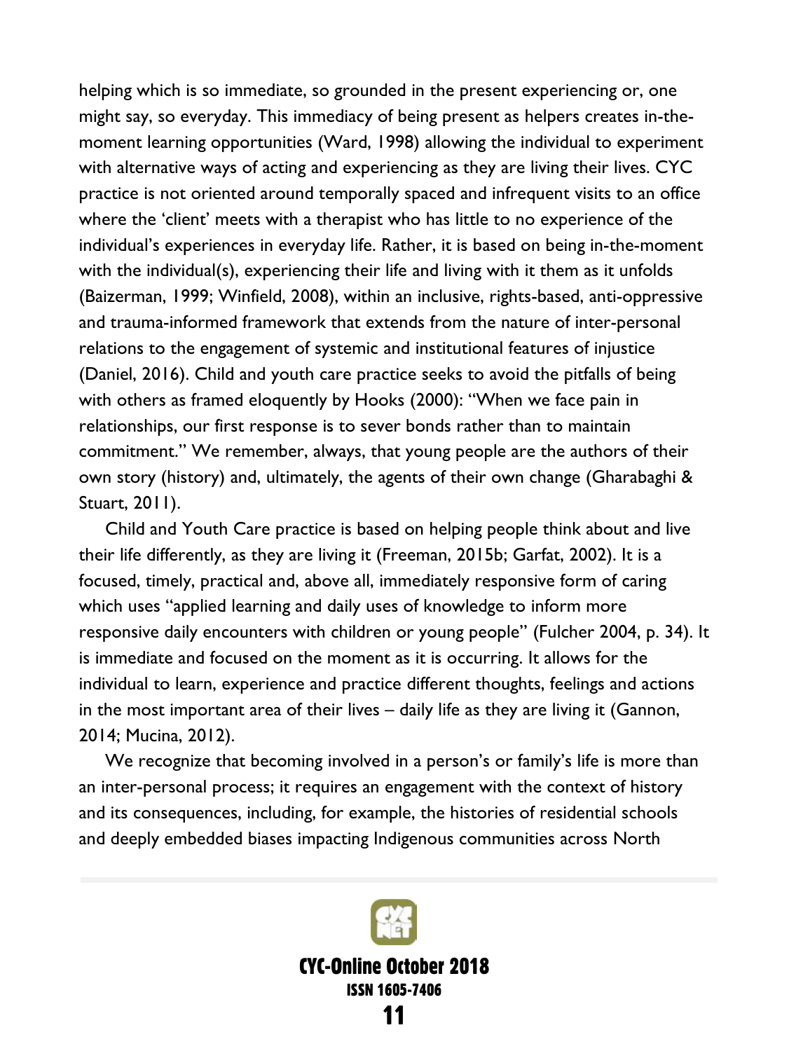helping which is so immediate, so grounded in the present experiencing or, one might say, so everyday. This immediacy of being present as helpers creates in-the-moment learning opportunities (Ward, 1998) allowing the individual to experiment with alternative ways of acting and experiencing as they are living their lives. CYC practice is not oriented around temporally spaced and infrequent visits to an office where the 'client' meets with a therapist who has little to no experience of the individual's experiences in everyday life. Rather, it is based on being in-the-moment with the individual(s), experiencing their life and living with it them as it unfolds (Baizerman, 1999; Winfield, 2008), within an inclusive, rights-based, anti-oppressive and trauma-informed framework that extends from the nature of inter-personal relations to the engagement of systemic and institutional features of injustice (Daniel, 2016). Child and youth care practice seeks to avoid the pitfalls of being with others as framed eloquently by Hooks (2000): "When we face pain in relationships, our first response is to sever bonds rather than to maintain commitment." We remember, always, that young people are the authors of their own story (history) and, ultimately, the agents of their own change (Gharabaghi & Stuart, 2011).

Child and Youth Care practice is based on helping people think about and live their life differently, as they are living it (Freeman, 2015b; Garfat, 2002). It is a focused, timely, practical and, above all, immediately responsive form of caring which uses "applied learning and daily uses of knowledge to inform more responsive daily encounters with children or young people" (Fulcher 2004, p. 34). It is immediate and focused on the moment as it is occurring. It allows for the individual to learn, experience and practice different thoughts, feelings and actions in the most important area of their lives – daily life as they are living it (Gannon, 2014; Mucina, 2012).

We recognize that becoming involved in a person's or family's life is more than an inter-personal process; it requires an engagement with the context of history and its consequences, including, for example, the histories of residential schools and deeply embedded biases impacting Indigenous communities across North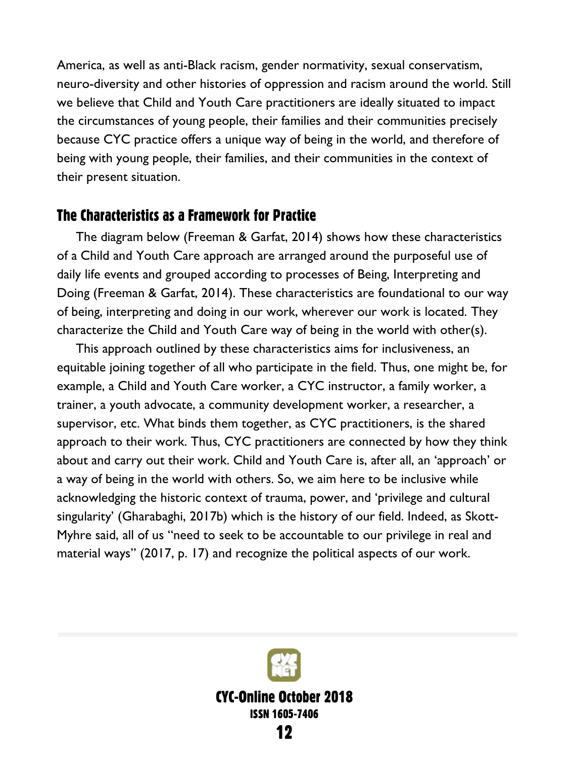America, as well as anti-Black racism, gender normativity, sexual conservatism, neuro-diversity and other histories of oppression and racism around the world. Still we believe that Child and Youth Care practitioners are ideally situated to impact the circumstances of young people, their families and their communities precisely because CYC practice offers a unique way of being in the world, and therefore of being with young people, their families, and their communities in the context of their present situation.

## The Characteristics as a Framework for Practice

The diagram below (Freeman & Garfat, 2014) shows how these characteristics of a Child and Youth Care approach are arranged around the purposeful use of daily life events and grouped according to processes of Being, Interpreting and Doing (Freeman & Garfat, 2014). These characteristics are foundational to our way of being, interpreting and doing in our work, wherever our work is located. They characterize the Child and Youth Care way of being in the world with other(s).

This approach outlined by these characteristics aims for inclusiveness, an equitable joining together of all who participate in the field. Thus, one might be, for example, a Child and Youth Care worker, a CYC instructor, a family worker, a trainer, a youth advocate, a community development worker, a researcher, a supervisor, etc. What binds them together, as CYC practitioners, is the shared approach to their work. Thus, CYC practitioners are connected by how they think about and carry out their work. Child and Youth Care is, after all, an 'approach' or a way of being in the world with others. So, we aim here to be inclusive while acknowledging the historic context of trauma, power, and 'privilege and cultural singularity' (Gharabaghi, 2017b) which is the history of our field. Indeed, as Skott-Myhre said, all of us "need to seek to be accountable to our privilege in real and material ways" (2017, p. 17) and recognize the political aspects of our work.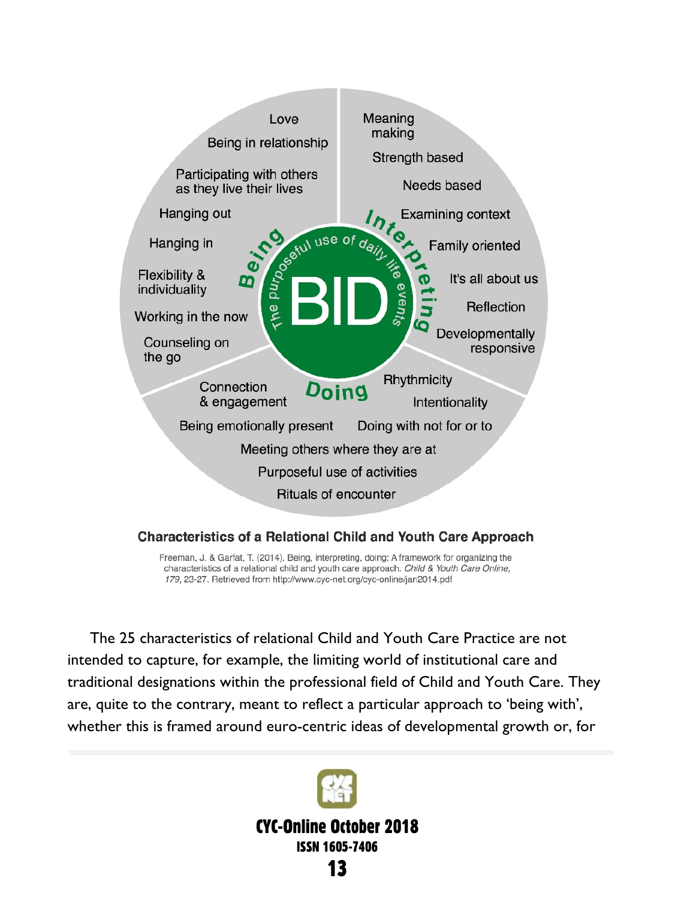**Being**

- Love
- Being in relationship
- Participating with others as they live their lives
- Hanging out
- Hanging in
- Flexibility & individuality
- Working in the now
- Counseling on the go

**Interpreting**

- Meaning making
- Strength based
- Needs based
- Examining context
- Family oriented
- It's all about us
- Reflection
- Developmentally responsive

**Doing**

- Rhythmicity
- Intentionality
- Connection & engagement
- Being emotionally present
- Doing with not for or to
- Meeting others where they are at
- Purposeful use of activities
- Rituals of encounter

BID – The purposeful use of daily life events

**Characteristics of a Relational Child and Youth Care Approach**

Freeman, J. & Garfat, T. (2014). Being, interpreting, doing: A framework for organizing the characteristics of a relational child and youth care approach. *Child & Youth Care Online, 179*, 23-27. Retrieved from http://www.cyc-net.org/cyc-online/jan2014.pdf

The 25 characteristics of relational Child and Youth Care Practice are not intended to capture, for example, the limiting world of institutional care and traditional designations within the professional field of Child and Youth Care. They are, quite to the contrary, meant to reflect a particular approach to 'being with', whether this is framed around euro-centric ideas of developmental growth or, for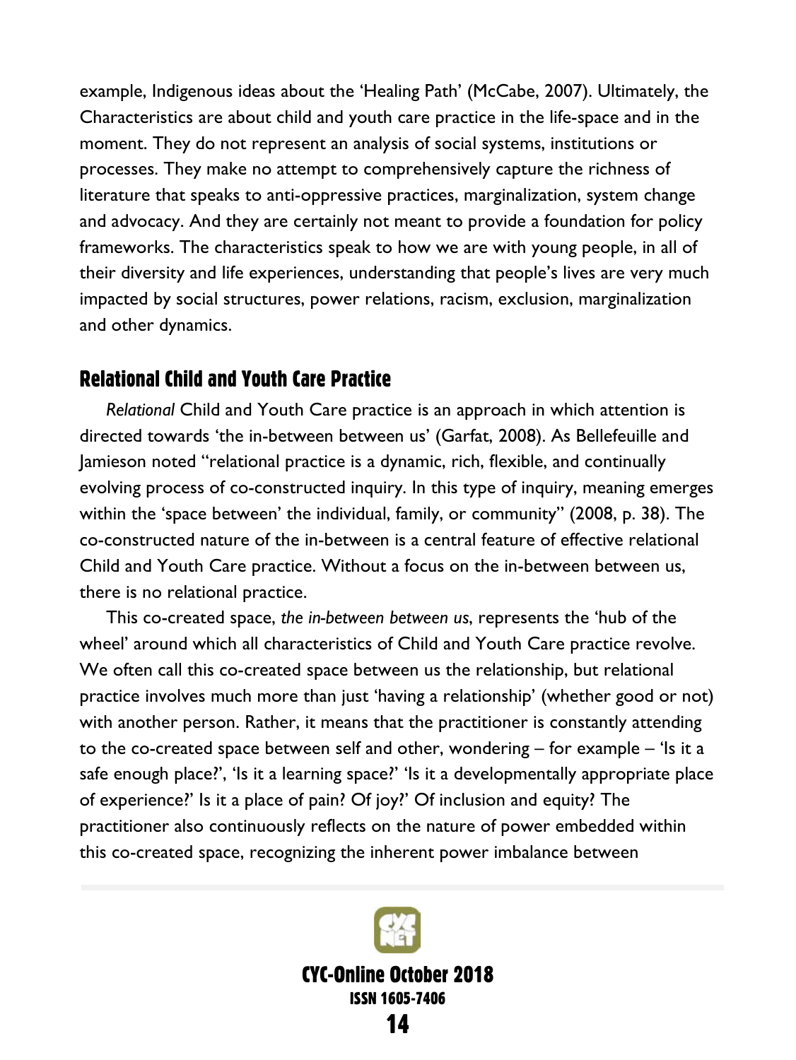example, Indigenous ideas about the 'Healing Path' (McCabe, 2007). Ultimately, the Characteristics are about child and youth care practice in the life-space and in the moment. They do not represent an analysis of social systems, institutions or processes. They make no attempt to comprehensively capture the richness of literature that speaks to anti-oppressive practices, marginalization, system change and advocacy. And they are certainly not meant to provide a foundation for policy frameworks. The characteristics speak to how we are with young people, in all of their diversity and life experiences, understanding that people's lives are very much impacted by social structures, power relations, racism, exclusion, marginalization and other dynamics.

## Relational Child and Youth Care Practice

*Relational* Child and Youth Care practice is an approach in which attention is directed towards 'the in-between between us' (Garfat, 2008). As Bellefeuille and Jamieson noted "relational practice is a dynamic, rich, flexible, and continually evolving process of co-constructed inquiry. In this type of inquiry, meaning emerges within the 'space between' the individual, family, or community" (2008, p. 38). The co-constructed nature of the in-between is a central feature of effective relational Child and Youth Care practice. Without a focus on the in-between between us, there is no relational practice.

This co-created space, *the in-between between us*, represents the 'hub of the wheel' around which all characteristics of Child and Youth Care practice revolve. We often call this co-created space between us the relationship, but relational practice involves much more than just 'having a relationship' (whether good or not) with another person. Rather, it means that the practitioner is constantly attending to the co-created space between self and other, wondering – for example – 'Is it a safe enough place?', 'Is it a learning space?' 'Is it a developmentally appropriate place of experience?' Is it a place of pain? Of joy?' Of inclusion and equity? The practitioner also continuously reflects on the nature of power embedded within this co-created space, recognizing the inherent power imbalance between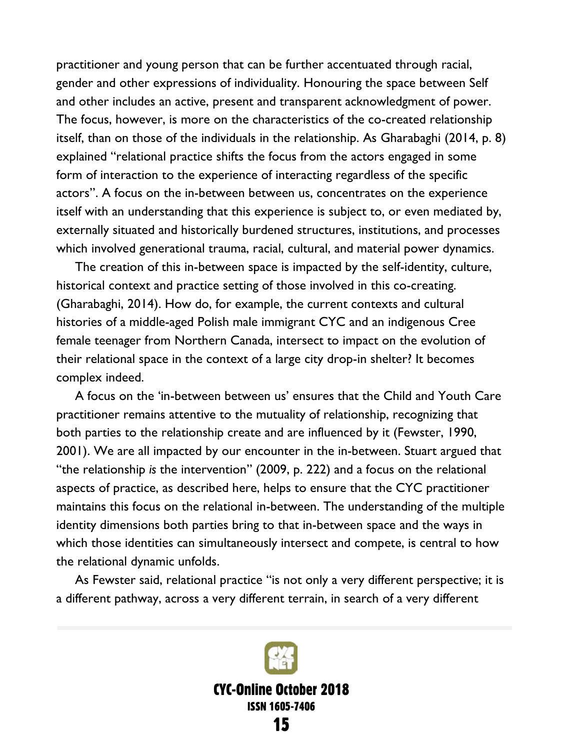practitioner and young person that can be further accentuated through racial, gender and other expressions of individuality. Honouring the space between Self and other includes an active, present and transparent acknowledgment of power. The focus, however, is more on the characteristics of the co-created relationship itself, than on those of the individuals in the relationship. As Gharabaghi (2014, p. 8) explained "relational practice shifts the focus from the actors engaged in some form of interaction to the experience of interacting regardless of the specific actors". A focus on the in-between between us, concentrates on the experience itself with an understanding that this experience is subject to, or even mediated by, externally situated and historically burdened structures, institutions, and processes which involved generational trauma, racial, cultural, and material power dynamics.

The creation of this in-between space is impacted by the self-identity, culture, historical context and practice setting of those involved in this co-creating. (Gharabaghi, 2014). How do, for example, the current contexts and cultural histories of a middle-aged Polish male immigrant CYC and an indigenous Cree female teenager from Northern Canada, intersect to impact on the evolution of their relational space in the context of a large city drop-in shelter? It becomes complex indeed.

A focus on the 'in-between between us' ensures that the Child and Youth Care practitioner remains attentive to the mutuality of relationship, recognizing that both parties to the relationship create and are influenced by it (Fewster, 1990, 2001). We are all impacted by our encounter in the in-between. Stuart argued that "the relationship *is* the intervention" (2009, p. 222) and a focus on the relational aspects of practice, as described here, helps to ensure that the CYC practitioner maintains this focus on the relational in-between. The understanding of the multiple identity dimensions both parties bring to that in-between space and the ways in which those identities can simultaneously intersect and compete, is central to how the relational dynamic unfolds.

As Fewster said, relational practice "is not only a very different perspective; it is a different pathway, across a very different terrain, in search of a very different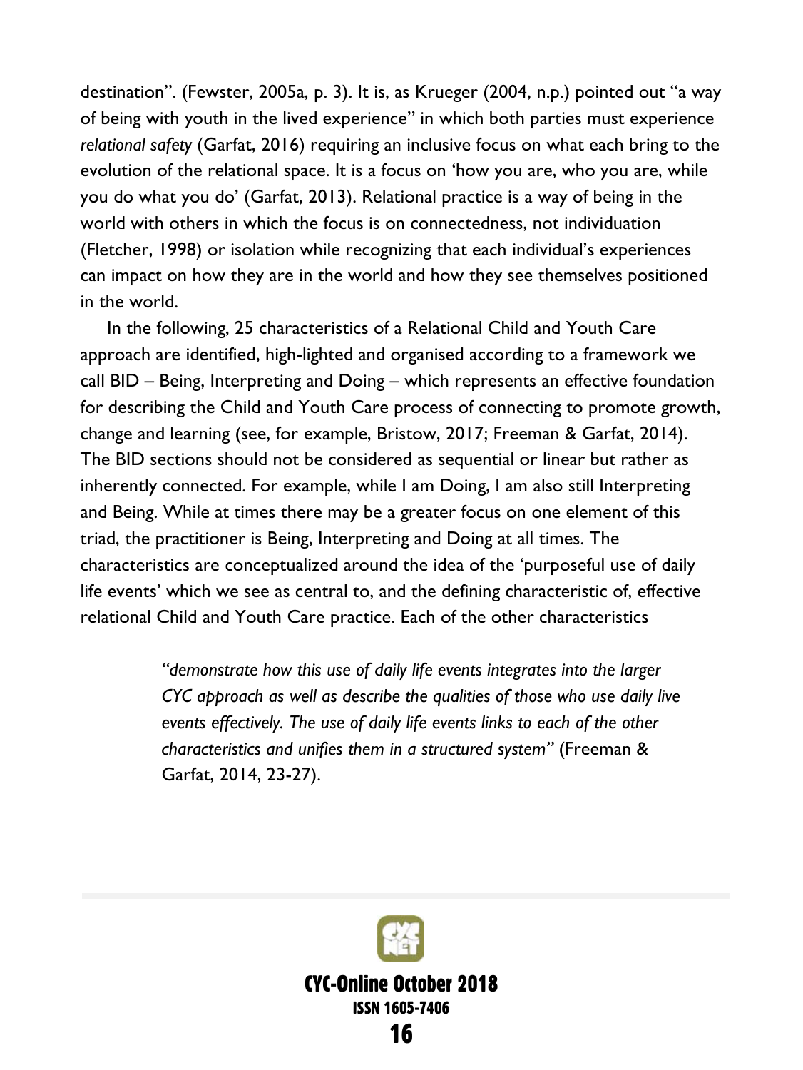destination". (Fewster, 2005a, p. 3). It is, as Krueger (2004, n.p.) pointed out "a way of being with youth in the lived experience" in which both parties must experience *relational safety* (Garfat, 2016) requiring an inclusive focus on what each bring to the evolution of the relational space. It is a focus on 'how you are, who you are, while you do what you do' (Garfat, 2013). Relational practice is a way of being in the world with others in which the focus is on connectedness, not individuation (Fletcher, 1998) or isolation while recognizing that each individual's experiences can impact on how they are in the world and how they see themselves positioned in the world.

In the following, 25 characteristics of a Relational Child and Youth Care approach are identified, high-lighted and organised according to a framework we call BID – Being, Interpreting and Doing – which represents an effective foundation for describing the Child and Youth Care process of connecting to promote growth, change and learning (see, for example, Bristow, 2017; Freeman & Garfat, 2014). The BID sections should not be considered as sequential or linear but rather as inherently connected. For example, while I am Doing, I am also still Interpreting and Being. While at times there may be a greater focus on one element of this triad, the practitioner is Being, Interpreting and Doing at all times. The characteristics are conceptualized around the idea of the 'purposeful use of daily life events' which we see as central to, and the defining characteristic of, effective relational Child and Youth Care practice. Each of the other characteristics

> *"demonstrate how this use of daily life events integrates into the larger CYC approach as well as describe the qualities of those who use daily live events effectively. The use of daily life events links to each of the other characteristics and unifies them in a structured system"* (Freeman & Garfat, 2014, 23-27).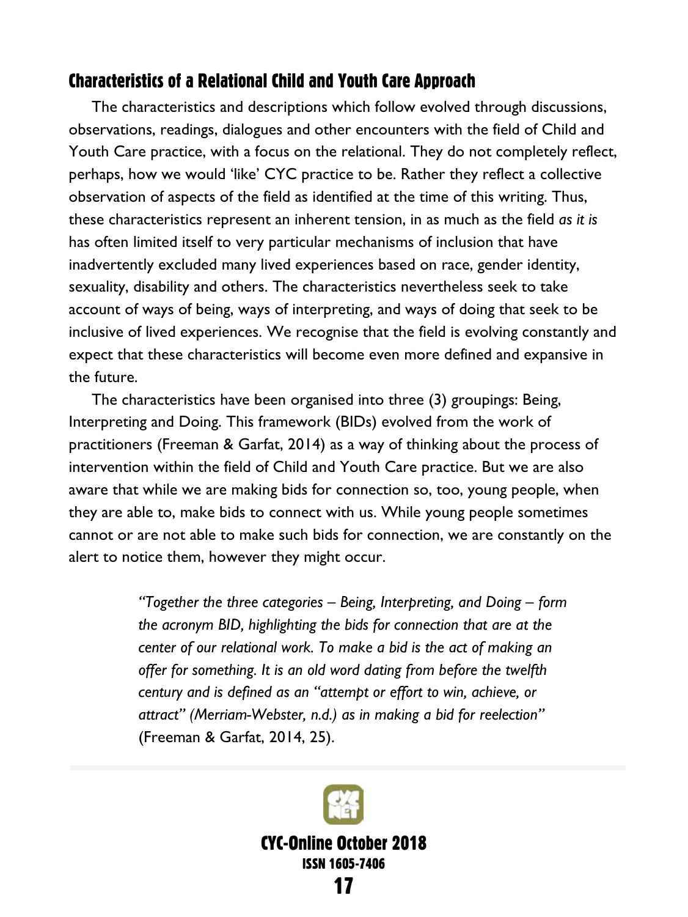## Characteristics of a Relational Child and Youth Care Approach

The characteristics and descriptions which follow evolved through discussions, observations, readings, dialogues and other encounters with the field of Child and Youth Care practice, with a focus on the relational. They do not completely reflect, perhaps, how we would 'like' CYC practice to be. Rather they reflect a collective observation of aspects of the field as identified at the time of this writing. Thus, these characteristics represent an inherent tension, in as much as the field *as it is* has often limited itself to very particular mechanisms of inclusion that have inadvertently excluded many lived experiences based on race, gender identity, sexuality, disability and others. The characteristics nevertheless seek to take account of ways of being, ways of interpreting, and ways of doing that seek to be inclusive of lived experiences. We recognise that the field is evolving constantly and expect that these characteristics will become even more defined and expansive in the future.

The characteristics have been organised into three (3) groupings: Being, Interpreting and Doing. This framework (BIDs) evolved from the work of practitioners (Freeman & Garfat, 2014) as a way of thinking about the process of intervention within the field of Child and Youth Care practice. But we are also aware that while we are making bids for connection so, too, young people, when they are able to, make bids to connect with us. While young people sometimes cannot or are not able to make such bids for connection, we are constantly on the alert to notice them, however they might occur.

> *"Together the three categories – Being, Interpreting, and Doing – form the acronym BID, highlighting the bids for connection that are at the center of our relational work. To make a bid is the act of making an offer for something. It is an old word dating from before the twelfth century and is defined as an "attempt or effort to win, achieve, or attract" (Merriam-Webster, n.d.) as in making a bid for reelection"* (Freeman & Garfat, 2014, 25).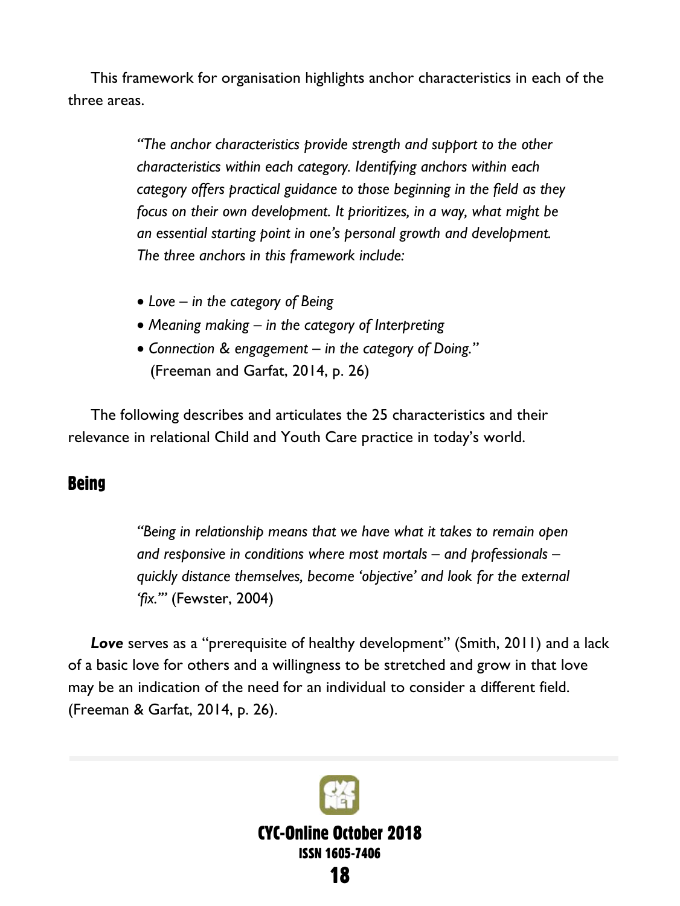This framework for organisation highlights anchor characteristics in each of the three areas.

> *"The anchor characteristics provide strength and support to the other characteristics within each category. Identifying anchors within each category offers practical guidance to those beginning in the field as they focus on their own development. It prioritizes, in a way, what might be an essential starting point in one's personal growth and development. The three anchors in this framework include:*
>
> - *Love – in the category of Being*
> - *Meaning making – in the category of Interpreting*
> - *Connection & engagement – in the category of Doing."*
>
> (Freeman and Garfat, 2014, p. 26)

The following describes and articulates the 25 characteristics and their relevance in relational Child and Youth Care practice in today's world.

## Being

> *"Being in relationship means that we have what it takes to remain open and responsive in conditions where most mortals – and professionals – quickly distance themselves, become 'objective' and look for the external 'fix.'"* (Fewster, 2004)

***Love*** serves as a "prerequisite of healthy development" (Smith, 2011) and a lack of a basic love for others and a willingness to be stretched and grow in that love may be an indication of the need for an individual to consider a different field. (Freeman & Garfat, 2014, p. 26).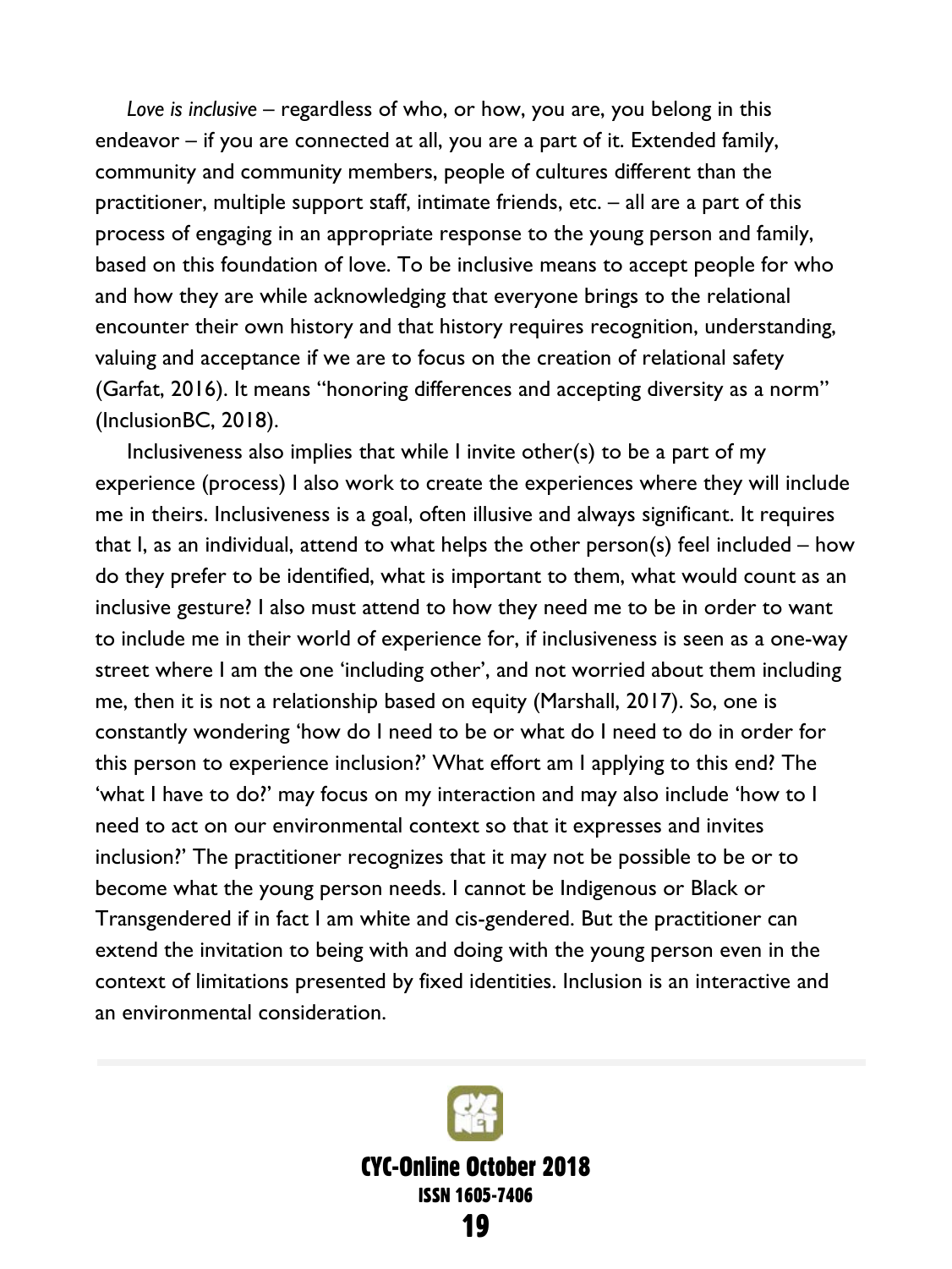*Love is inclusive* – regardless of who, or how, you are, you belong in this endeavor – if you are connected at all, you are a part of it. Extended family, community and community members, people of cultures different than the practitioner, multiple support staff, intimate friends, etc. – all are a part of this process of engaging in an appropriate response to the young person and family, based on this foundation of love. To be inclusive means to accept people for who and how they are while acknowledging that everyone brings to the relational encounter their own history and that history requires recognition, understanding, valuing and acceptance if we are to focus on the creation of relational safety (Garfat, 2016). It means "honoring differences and accepting diversity as a norm" (InclusionBC, 2018).

Inclusiveness also implies that while I invite other(s) to be a part of my experience (process) I also work to create the experiences where they will include me in theirs. Inclusiveness is a goal, often illusive and always significant. It requires that I, as an individual, attend to what helps the other person(s) feel included – how do they prefer to be identified, what is important to them, what would count as an inclusive gesture? I also must attend to how they need me to be in order to want to include me in their world of experience for, if inclusiveness is seen as a one-way street where I am the one 'including other', and not worried about them including me, then it is not a relationship based on equity (Marshall, 2017). So, one is constantly wondering 'how do I need to be or what do I need to do in order for this person to experience inclusion?' What effort am I applying to this end? The 'what I have to do?' may focus on my interaction and may also include 'how to I need to act on our environmental context so that it expresses and invites inclusion?' The practitioner recognizes that it may not be possible to be or to become what the young person needs. I cannot be Indigenous or Black or Transgendered if in fact I am white and cis-gendered. But the practitioner can extend the invitation to being with and doing with the young person even in the context of limitations presented by fixed identities. Inclusion is an interactive and an environmental consideration.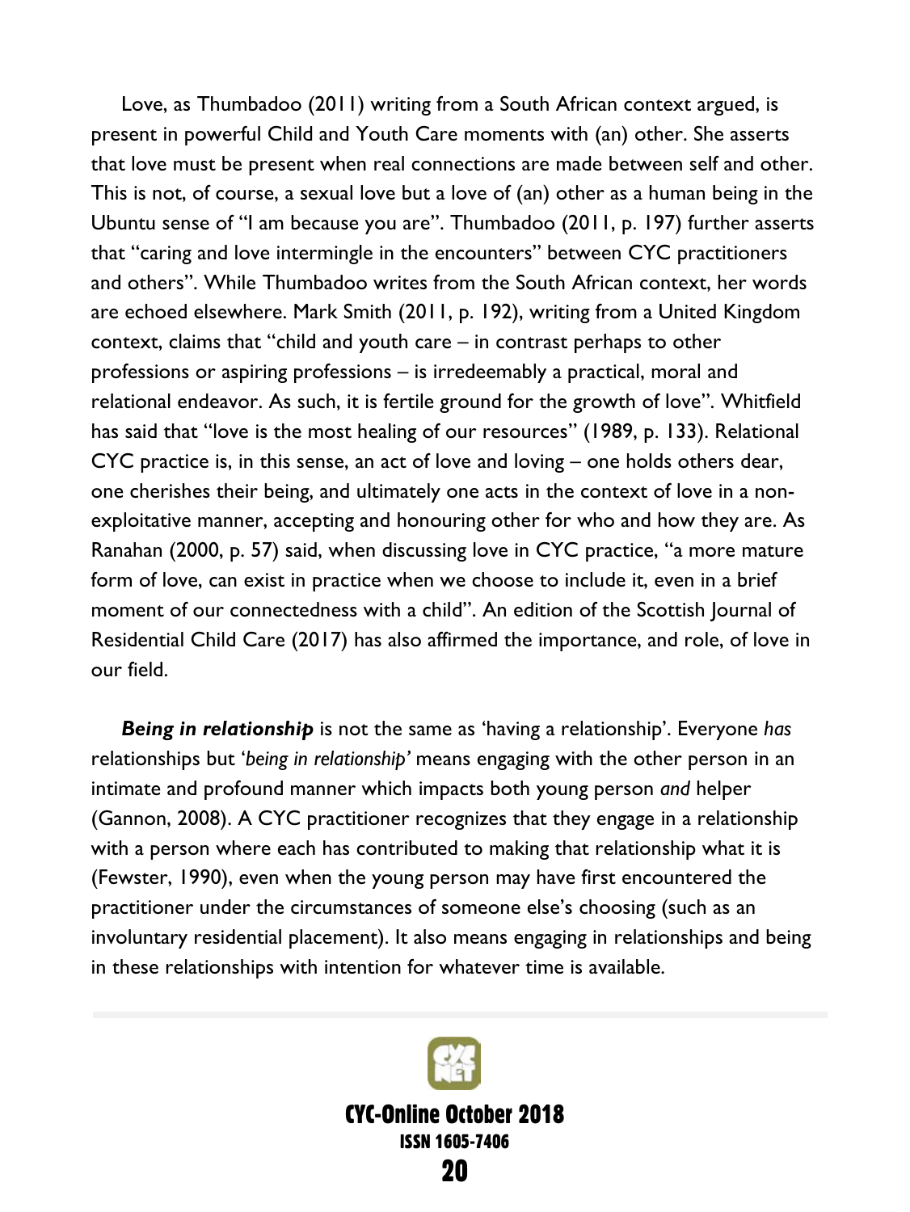Love, as Thumbadoo (2011) writing from a South African context argued, is present in powerful Child and Youth Care moments with (an) other. She asserts that love must be present when real connections are made between self and other. This is not, of course, a sexual love but a love of (an) other as a human being in the Ubuntu sense of "I am because you are". Thumbadoo (2011, p. 197) further asserts that "caring and love intermingle in the encounters" between CYC practitioners and others". While Thumbadoo writes from the South African context, her words are echoed elsewhere. Mark Smith (2011, p. 192), writing from a United Kingdom context, claims that "child and youth care – in contrast perhaps to other professions or aspiring professions – is irredeemably a practical, moral and relational endeavor. As such, it is fertile ground for the growth of love". Whitfield has said that "love is the most healing of our resources" (1989, p. 133). Relational CYC practice is, in this sense, an act of love and loving – one holds others dear, one cherishes their being, and ultimately one acts in the context of love in a non-exploitative manner, accepting and honouring other for who and how they are. As Ranahan (2000, p. 57) said, when discussing love in CYC practice, "a more mature form of love, can exist in practice when we choose to include it, even in a brief moment of our connectedness with a child". An edition of the Scottish Journal of Residential Child Care (2017) has also affirmed the importance, and role, of love in our field.

***Being in relationship*** is not the same as 'having a relationship'. Everyone *has* relationships but '*being in relationship'* means engaging with the other person in an intimate and profound manner which impacts both young person *and* helper (Gannon, 2008). A CYC practitioner recognizes that they engage in a relationship with a person where each has contributed to making that relationship what it is (Fewster, 1990), even when the young person may have first encountered the practitioner under the circumstances of someone else's choosing (such as an involuntary residential placement). It also means engaging in relationships and being in these relationships with intention for whatever time is available.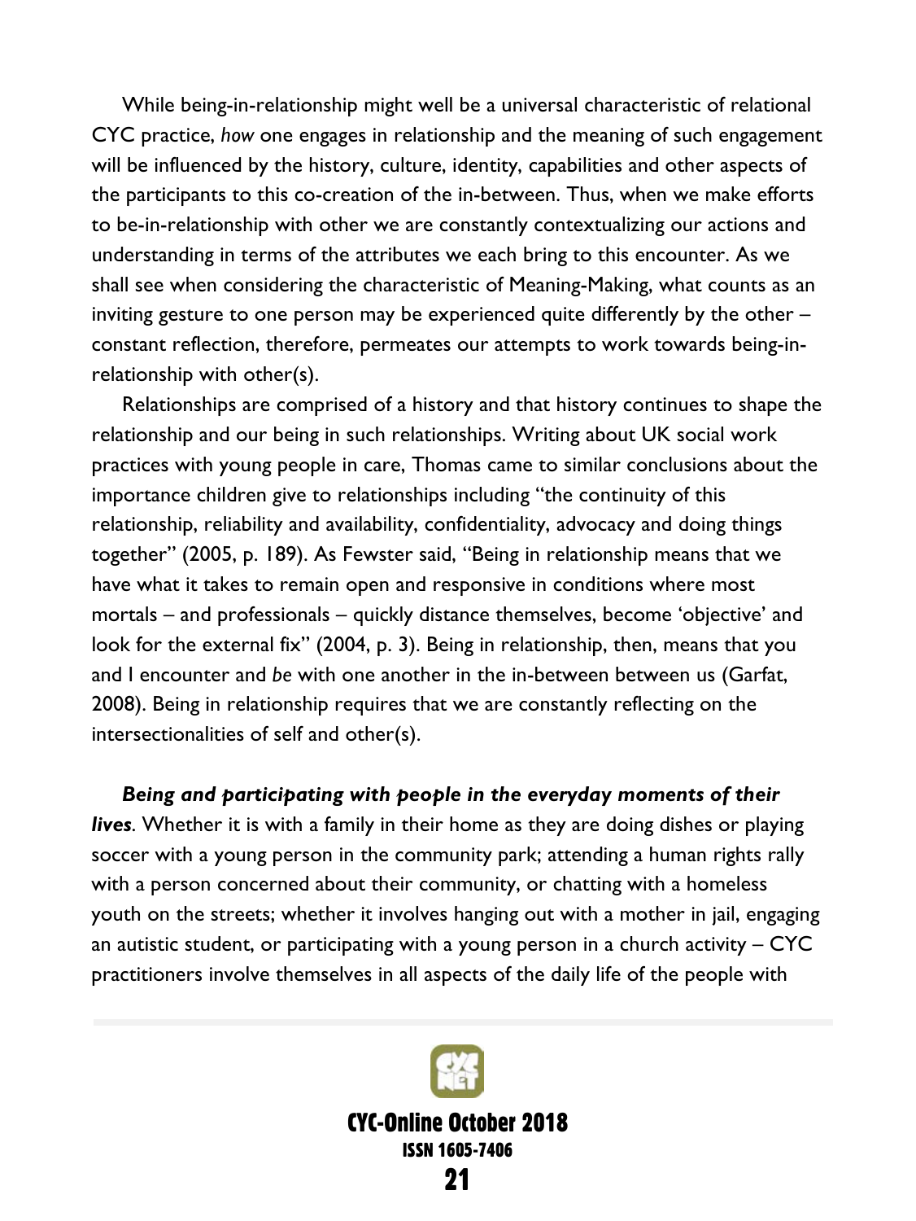While being-in-relationship might well be a universal characteristic of relational CYC practice, *how* one engages in relationship and the meaning of such engagement will be influenced by the history, culture, identity, capabilities and other aspects of the participants to this co-creation of the in-between. Thus, when we make efforts to be-in-relationship with other we are constantly contextualizing our actions and understanding in terms of the attributes we each bring to this encounter. As we shall see when considering the characteristic of Meaning-Making, what counts as an inviting gesture to one person may be experienced quite differently by the other – constant reflection, therefore, permeates our attempts to work towards being-in-relationship with other(s).

Relationships are comprised of a history and that history continues to shape the relationship and our being in such relationships. Writing about UK social work practices with young people in care, Thomas came to similar conclusions about the importance children give to relationships including "the continuity of this relationship, reliability and availability, confidentiality, advocacy and doing things together" (2005, p. 189). As Fewster said, "Being in relationship means that we have what it takes to remain open and responsive in conditions where most mortals – and professionals – quickly distance themselves, become 'objective' and look for the external fix" (2004, p. 3). Being in relationship, then, means that you and I encounter and *be* with one another in the in-between between us (Garfat, 2008). Being in relationship requires that we are constantly reflecting on the intersectionalities of self and other(s).

***Being and participating with people in the everyday moments of their lives***. Whether it is with a family in their home as they are doing dishes or playing soccer with a young person in the community park; attending a human rights rally with a person concerned about their community, or chatting with a homeless youth on the streets; whether it involves hanging out with a mother in jail, engaging an autistic student, or participating with a young person in a church activity – CYC practitioners involve themselves in all aspects of the daily life of the people with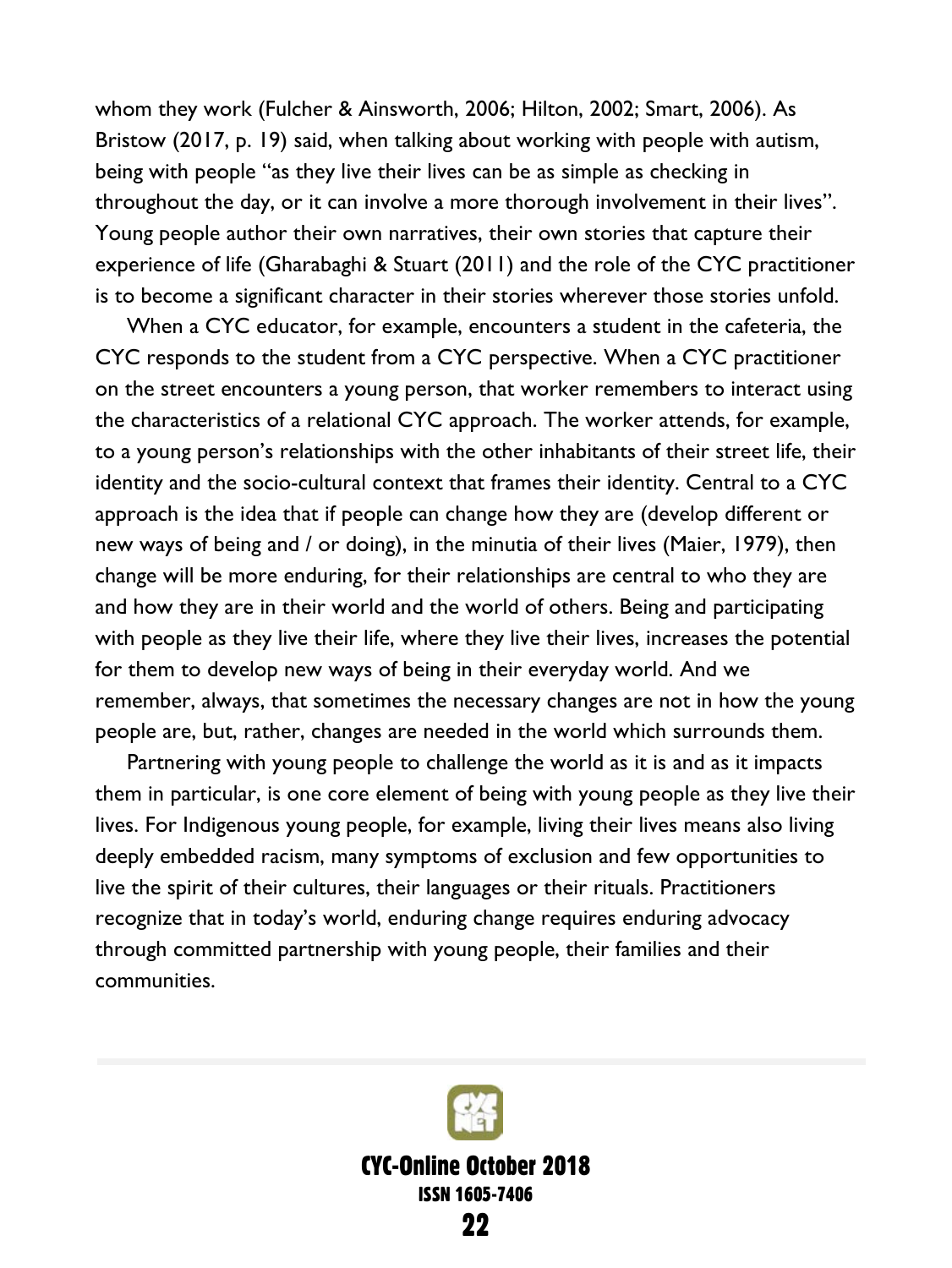whom they work (Fulcher & Ainsworth, 2006; Hilton, 2002; Smart, 2006). As Bristow (2017, p. 19) said, when talking about working with people with autism, being with people "as they live their lives can be as simple as checking in throughout the day, or it can involve a more thorough involvement in their lives". Young people author their own narratives, their own stories that capture their experience of life (Gharabaghi & Stuart (2011) and the role of the CYC practitioner is to become a significant character in their stories wherever those stories unfold.

When a CYC educator, for example, encounters a student in the cafeteria, the CYC responds to the student from a CYC perspective. When a CYC practitioner on the street encounters a young person, that worker remembers to interact using the characteristics of a relational CYC approach. The worker attends, for example, to a young person's relationships with the other inhabitants of their street life, their identity and the socio-cultural context that frames their identity. Central to a CYC approach is the idea that if people can change how they are (develop different or new ways of being and / or doing), in the minutia of their lives (Maier, 1979), then change will be more enduring, for their relationships are central to who they are and how they are in their world and the world of others. Being and participating with people as they live their life, where they live their lives, increases the potential for them to develop new ways of being in their everyday world. And we remember, always, that sometimes the necessary changes are not in how the young people are, but, rather, changes are needed in the world which surrounds them.

Partnering with young people to challenge the world as it is and as it impacts them in particular, is one core element of being with young people as they live their lives. For Indigenous young people, for example, living their lives means also living deeply embedded racism, many symptoms of exclusion and few opportunities to live the spirit of their cultures, their languages or their rituals. Practitioners recognize that in today's world, enduring change requires enduring advocacy through committed partnership with young people, their families and their communities.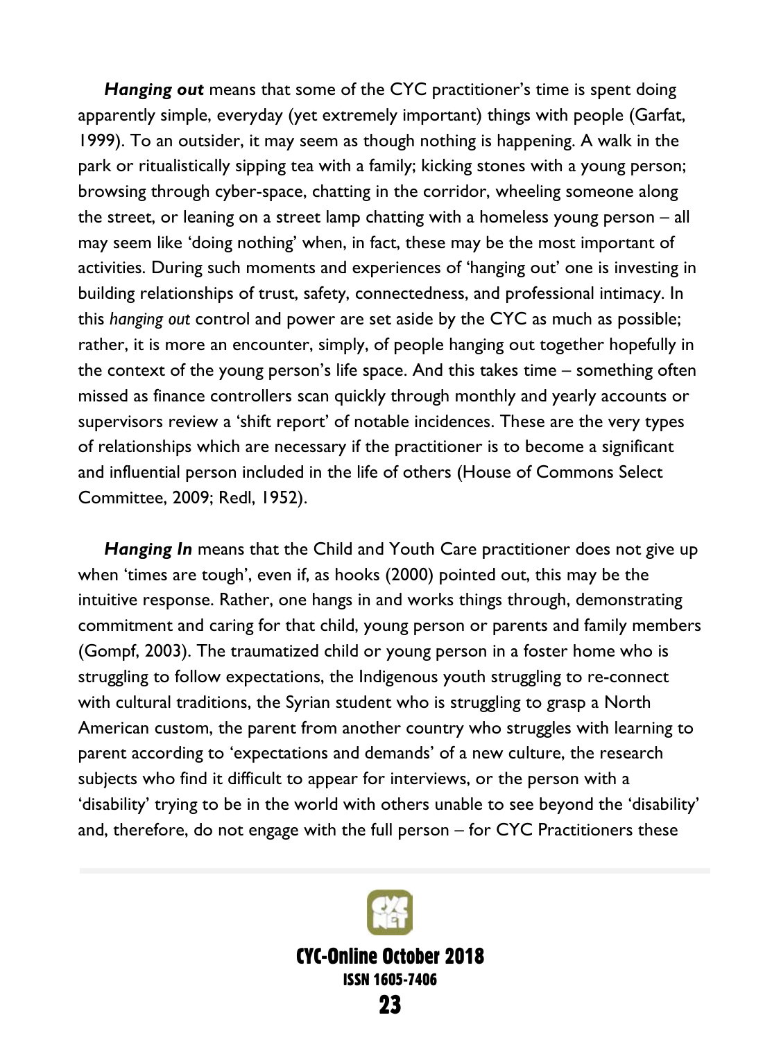***Hanging out*** means that some of the CYC practitioner's time is spent doing apparently simple, everyday (yet extremely important) things with people (Garfat, 1999). To an outsider, it may seem as though nothing is happening. A walk in the park or ritualistically sipping tea with a family; kicking stones with a young person; browsing through cyber-space, chatting in the corridor, wheeling someone along the street, or leaning on a street lamp chatting with a homeless young person – all may seem like 'doing nothing' when, in fact, these may be the most important of activities. During such moments and experiences of 'hanging out' one is investing in building relationships of trust, safety, connectedness, and professional intimacy. In this *hanging out* control and power are set aside by the CYC as much as possible; rather, it is more an encounter, simply, of people hanging out together hopefully in the context of the young person's life space. And this takes time – something often missed as finance controllers scan quickly through monthly and yearly accounts or supervisors review a 'shift report' of notable incidences. These are the very types of relationships which are necessary if the practitioner is to become a significant and influential person included in the life of others (House of Commons Select Committee, 2009; Redl, 1952).

***Hanging In*** means that the Child and Youth Care practitioner does not give up when 'times are tough', even if, as hooks (2000) pointed out, this may be the intuitive response. Rather, one hangs in and works things through, demonstrating commitment and caring for that child, young person or parents and family members (Gompf, 2003). The traumatized child or young person in a foster home who is struggling to follow expectations, the Indigenous youth struggling to re-connect with cultural traditions, the Syrian student who is struggling to grasp a North American custom, the parent from another country who struggles with learning to parent according to 'expectations and demands' of a new culture, the research subjects who find it difficult to appear for interviews, or the person with a 'disability' trying to be in the world with others unable to see beyond the 'disability' and, therefore, do not engage with the full person – for CYC Practitioners these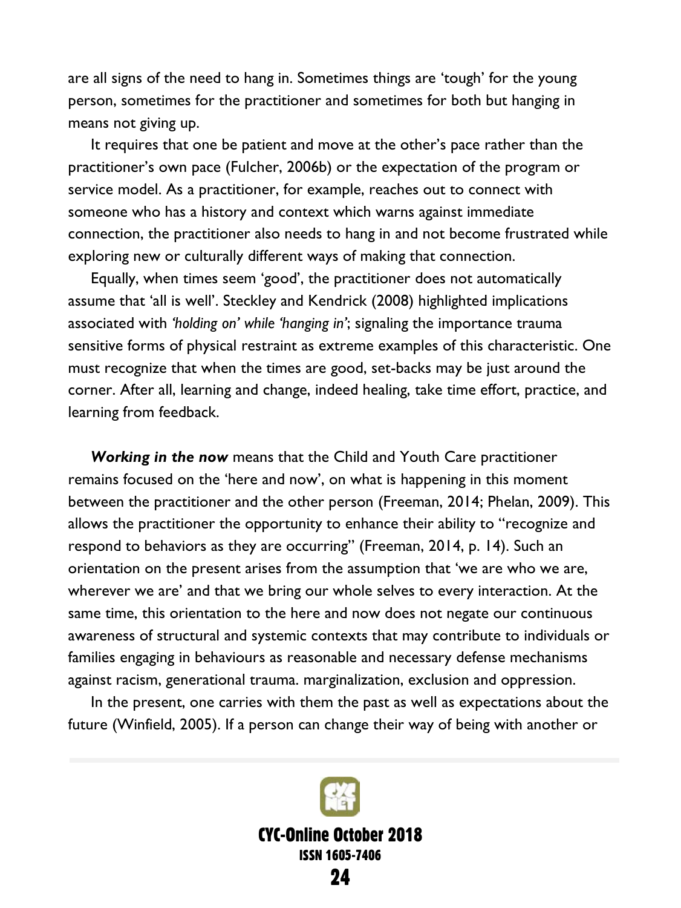are all signs of the need to hang in. Sometimes things are 'tough' for the young person, sometimes for the practitioner and sometimes for both but hanging in means not giving up.

It requires that one be patient and move at the other's pace rather than the practitioner's own pace (Fulcher, 2006b) or the expectation of the program or service model. As a practitioner, for example, reaches out to connect with someone who has a history and context which warns against immediate connection, the practitioner also needs to hang in and not become frustrated while exploring new or culturally different ways of making that connection.

Equally, when times seem 'good', the practitioner does not automatically assume that 'all is well'. Steckley and Kendrick (2008) highlighted implications associated with *'holding on' while 'hanging in'*; signaling the importance trauma sensitive forms of physical restraint as extreme examples of this characteristic. One must recognize that when the times are good, set-backs may be just around the corner. After all, learning and change, indeed healing, take time effort, practice, and learning from feedback.

***Working in the now*** means that the Child and Youth Care practitioner remains focused on the 'here and now', on what is happening in this moment between the practitioner and the other person (Freeman, 2014; Phelan, 2009). This allows the practitioner the opportunity to enhance their ability to "recognize and respond to behaviors as they are occurring" (Freeman, 2014, p. 14). Such an orientation on the present arises from the assumption that 'we are who we are, wherever we are' and that we bring our whole selves to every interaction. At the same time, this orientation to the here and now does not negate our continuous awareness of structural and systemic contexts that may contribute to individuals or families engaging in behaviours as reasonable and necessary defense mechanisms against racism, generational trauma. marginalization, exclusion and oppression.

In the present, one carries with them the past as well as expectations about the future (Winfield, 2005). If a person can change their way of being with another or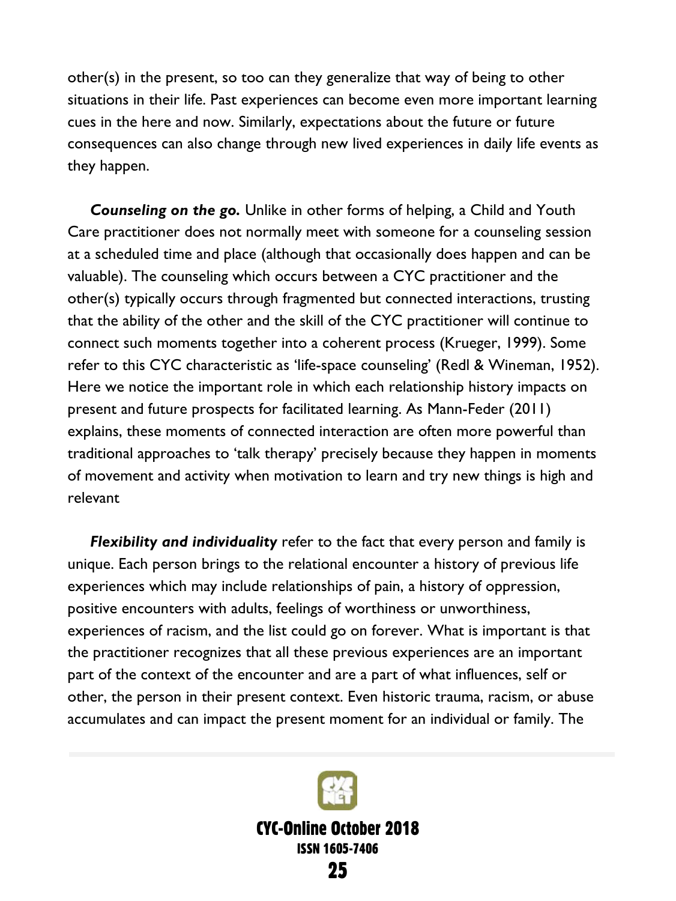other(s) in the present, so too can they generalize that way of being to other situations in their life. Past experiences can become even more important learning cues in the here and now. Similarly, expectations about the future or future consequences can also change through new lived experiences in daily life events as they happen.

***Counseling on the go.*** Unlike in other forms of helping, a Child and Youth Care practitioner does not normally meet with someone for a counseling session at a scheduled time and place (although that occasionally does happen and can be valuable). The counseling which occurs between a CYC practitioner and the other(s) typically occurs through fragmented but connected interactions, trusting that the ability of the other and the skill of the CYC practitioner will continue to connect such moments together into a coherent process (Krueger, 1999). Some refer to this CYC characteristic as 'life-space counseling' (Redl & Wineman, 1952). Here we notice the important role in which each relationship history impacts on present and future prospects for facilitated learning. As Mann-Feder (2011) explains, these moments of connected interaction are often more powerful than traditional approaches to 'talk therapy' precisely because they happen in moments of movement and activity when motivation to learn and try new things is high and relevant

***Flexibility and individuality*** refer to the fact that every person and family is unique. Each person brings to the relational encounter a history of previous life experiences which may include relationships of pain, a history of oppression, positive encounters with adults, feelings of worthiness or unworthiness, experiences of racism, and the list could go on forever. What is important is that the practitioner recognizes that all these previous experiences are an important part of the context of the encounter and are a part of what influences, self or other, the person in their present context. Even historic trauma, racism, or abuse accumulates and can impact the present moment for an individual or family. The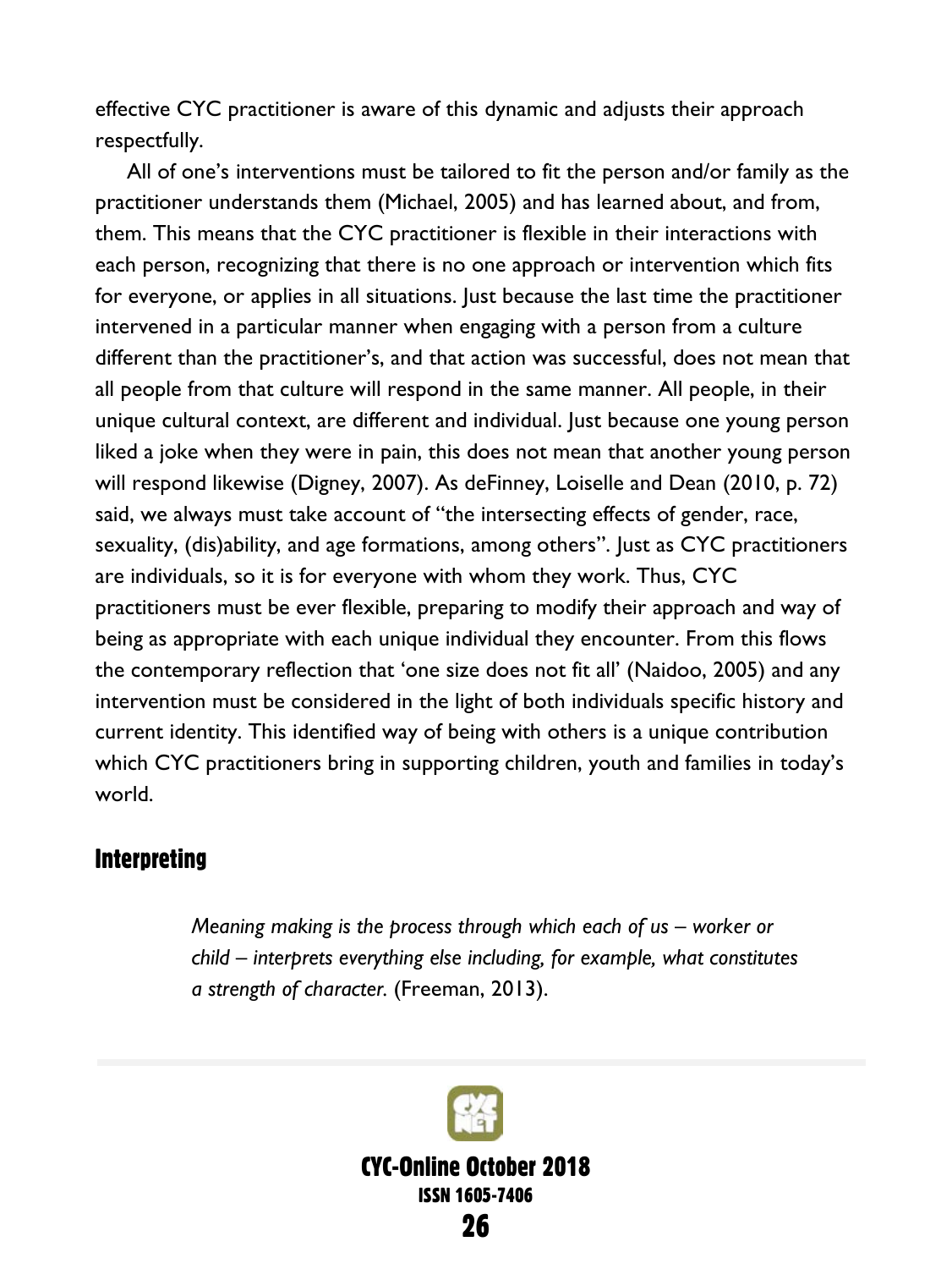effective CYC practitioner is aware of this dynamic and adjusts their approach respectfully.

All of one's interventions must be tailored to fit the person and/or family as the practitioner understands them (Michael, 2005) and has learned about, and from, them. This means that the CYC practitioner is flexible in their interactions with each person, recognizing that there is no one approach or intervention which fits for everyone, or applies in all situations. Just because the last time the practitioner intervened in a particular manner when engaging with a person from a culture different than the practitioner's, and that action was successful, does not mean that all people from that culture will respond in the same manner. All people, in their unique cultural context, are different and individual. Just because one young person liked a joke when they were in pain, this does not mean that another young person will respond likewise (Digney, 2007). As deFinney, Loiselle and Dean (2010, p. 72) said, we always must take account of "the intersecting effects of gender, race, sexuality, (dis)ability, and age formations, among others". Just as CYC practitioners are individuals, so it is for everyone with whom they work. Thus, CYC practitioners must be ever flexible, preparing to modify their approach and way of being as appropriate with each unique individual they encounter. From this flows the contemporary reflection that 'one size does not fit all' (Naidoo, 2005) and any intervention must be considered in the light of both individuals specific history and current identity. This identified way of being with others is a unique contribution which CYC practitioners bring in supporting children, youth and families in today's world.

## Interpreting

> *Meaning making is the process through which each of us – worker or child – interprets everything else including, for example, what constitutes a strength of character.* (Freeman, 2013).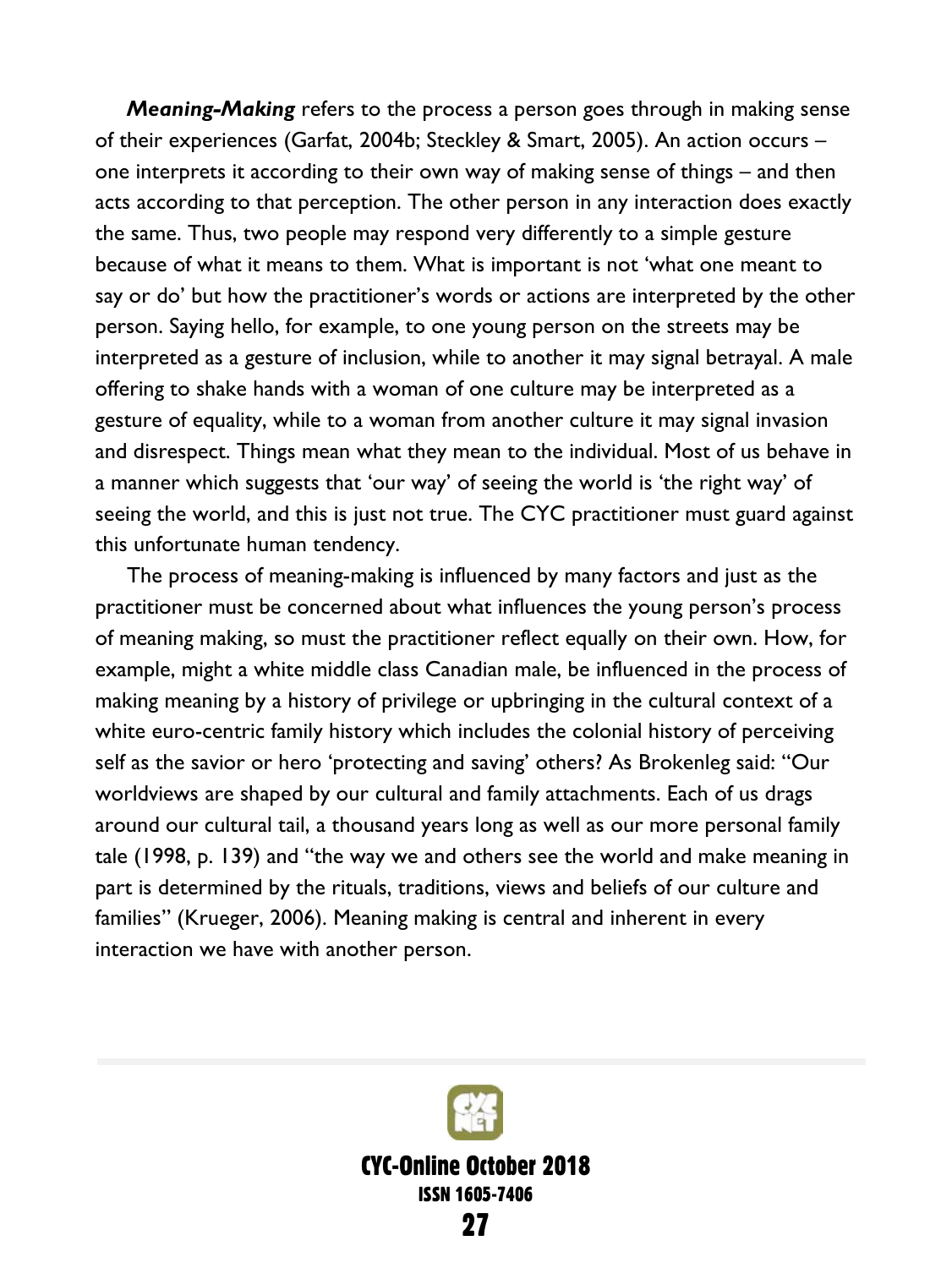***Meaning-Making*** refers to the process a person goes through in making sense of their experiences (Garfat, 2004b; Steckley & Smart, 2005). An action occurs – one interprets it according to their own way of making sense of things – and then acts according to that perception. The other person in any interaction does exactly the same. Thus, two people may respond very differently to a simple gesture because of what it means to them. What is important is not 'what one meant to say or do' but how the practitioner's words or actions are interpreted by the other person. Saying hello, for example, to one young person on the streets may be interpreted as a gesture of inclusion, while to another it may signal betrayal. A male offering to shake hands with a woman of one culture may be interpreted as a gesture of equality, while to a woman from another culture it may signal invasion and disrespect. Things mean what they mean to the individual. Most of us behave in a manner which suggests that 'our way' of seeing the world is 'the right way' of seeing the world, and this is just not true. The CYC practitioner must guard against this unfortunate human tendency.

The process of meaning-making is influenced by many factors and just as the practitioner must be concerned about what influences the young person's process of meaning making, so must the practitioner reflect equally on their own. How, for example, might a white middle class Canadian male, be influenced in the process of making meaning by a history of privilege or upbringing in the cultural context of a white euro-centric family history which includes the colonial history of perceiving self as the savior or hero 'protecting and saving' others? As Brokenleg said: "Our worldviews are shaped by our cultural and family attachments. Each of us drags around our cultural tail, a thousand years long as well as our more personal family tale (1998, p. 139) and "the way we and others see the world and make meaning in part is determined by the rituals, traditions, views and beliefs of our culture and families" (Krueger, 2006). Meaning making is central and inherent in every interaction we have with another person.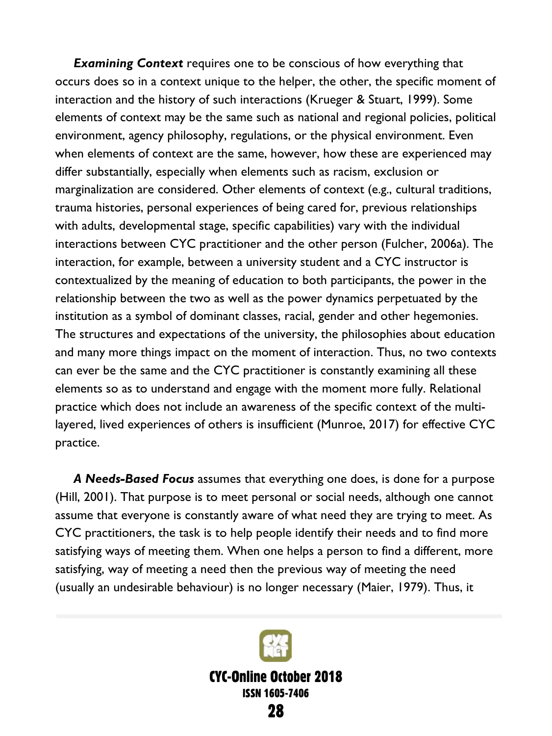***Examining Context*** requires one to be conscious of how everything that occurs does so in a context unique to the helper, the other, the specific moment of interaction and the history of such interactions (Krueger & Stuart, 1999). Some elements of context may be the same such as national and regional policies, political environment, agency philosophy, regulations, or the physical environment. Even when elements of context are the same, however, how these are experienced may differ substantially, especially when elements such as racism, exclusion or marginalization are considered. Other elements of context (e.g., cultural traditions, trauma histories, personal experiences of being cared for, previous relationships with adults, developmental stage, specific capabilities) vary with the individual interactions between CYC practitioner and the other person (Fulcher, 2006a). The interaction, for example, between a university student and a CYC instructor is contextualized by the meaning of education to both participants, the power in the relationship between the two as well as the power dynamics perpetuated by the institution as a symbol of dominant classes, racial, gender and other hegemonies. The structures and expectations of the university, the philosophies about education and many more things impact on the moment of interaction. Thus, no two contexts can ever be the same and the CYC practitioner is constantly examining all these elements so as to understand and engage with the moment more fully. Relational practice which does not include an awareness of the specific context of the multi-layered, lived experiences of others is insufficient (Munroe, 2017) for effective CYC practice.

***A Needs-Based Focus*** assumes that everything one does, is done for a purpose (Hill, 2001). That purpose is to meet personal or social needs, although one cannot assume that everyone is constantly aware of what need they are trying to meet. As CYC practitioners, the task is to help people identify their needs and to find more satisfying ways of meeting them. When one helps a person to find a different, more satisfying, way of meeting a need then the previous way of meeting the need (usually an undesirable behaviour) is no longer necessary (Maier, 1979). Thus, it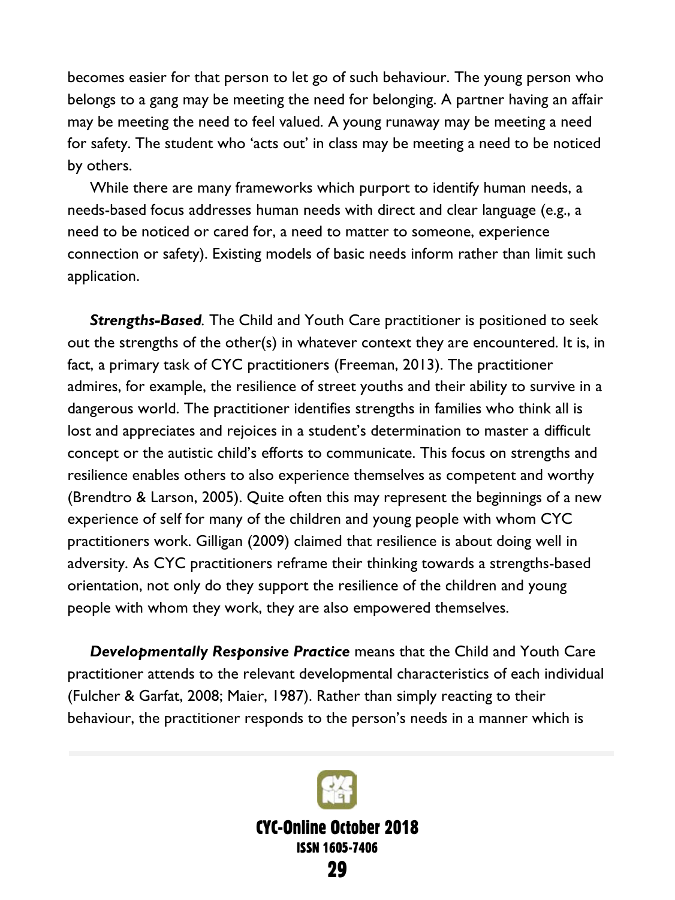becomes easier for that person to let go of such behaviour. The young person who belongs to a gang may be meeting the need for belonging. A partner having an affair may be meeting the need to feel valued. A young runaway may be meeting a need for safety. The student who 'acts out' in class may be meeting a need to be noticed by others.

While there are many frameworks which purport to identify human needs, a needs-based focus addresses human needs with direct and clear language (e.g., a need to be noticed or cared for, a need to matter to someone, experience connection or safety). Existing models of basic needs inform rather than limit such application.

***Strengths-Based***. The Child and Youth Care practitioner is positioned to seek out the strengths of the other(s) in whatever context they are encountered. It is, in fact, a primary task of CYC practitioners (Freeman, 2013). The practitioner admires, for example, the resilience of street youths and their ability to survive in a dangerous world. The practitioner identifies strengths in families who think all is lost and appreciates and rejoices in a student's determination to master a difficult concept or the autistic child's efforts to communicate. This focus on strengths and resilience enables others to also experience themselves as competent and worthy (Brendtro & Larson, 2005). Quite often this may represent the beginnings of a new experience of self for many of the children and young people with whom CYC practitioners work. Gilligan (2009) claimed that resilience is about doing well in adversity. As CYC practitioners reframe their thinking towards a strengths-based orientation, not only do they support the resilience of the children and young people with whom they work, they are also empowered themselves.

***Developmentally Responsive Practice*** means that the Child and Youth Care practitioner attends to the relevant developmental characteristics of each individual (Fulcher & Garfat, 2008; Maier, 1987). Rather than simply reacting to their behaviour, the practitioner responds to the person's needs in a manner which is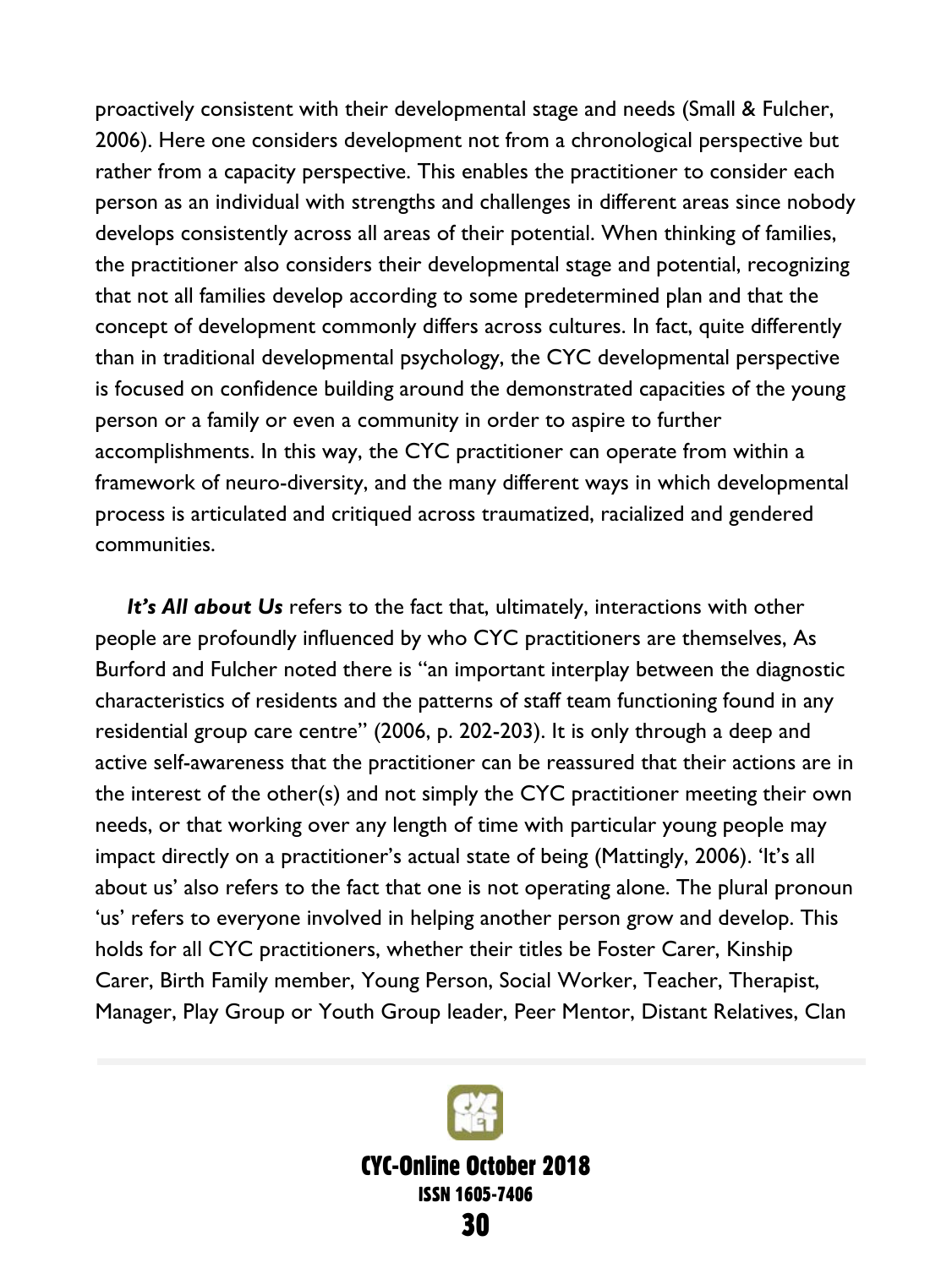proactively consistent with their developmental stage and needs (Small & Fulcher, 2006). Here one considers development not from a chronological perspective but rather from a capacity perspective. This enables the practitioner to consider each person as an individual with strengths and challenges in different areas since nobody develops consistently across all areas of their potential. When thinking of families, the practitioner also considers their developmental stage and potential, recognizing that not all families develop according to some predetermined plan and that the concept of development commonly differs across cultures. In fact, quite differently than in traditional developmental psychology, the CYC developmental perspective is focused on confidence building around the demonstrated capacities of the young person or a family or even a community in order to aspire to further accomplishments. In this way, the CYC practitioner can operate from within a framework of neuro-diversity, and the many different ways in which developmental process is articulated and critiqued across traumatized, racialized and gendered communities.

***It's All about Us*** refers to the fact that, ultimately, interactions with other people are profoundly influenced by who CYC practitioners are themselves, As Burford and Fulcher noted there is "an important interplay between the diagnostic characteristics of residents and the patterns of staff team functioning found in any residential group care centre" (2006, p. 202-203). It is only through a deep and active self-awareness that the practitioner can be reassured that their actions are in the interest of the other(s) and not simply the CYC practitioner meeting their own needs, or that working over any length of time with particular young people may impact directly on a practitioner's actual state of being (Mattingly, 2006). 'It's all about us' also refers to the fact that one is not operating alone. The plural pronoun 'us' refers to everyone involved in helping another person grow and develop. This holds for all CYC practitioners, whether their titles be Foster Carer, Kinship Carer, Birth Family member, Young Person, Social Worker, Teacher, Therapist, Manager, Play Group or Youth Group leader, Peer Mentor, Distant Relatives, Clan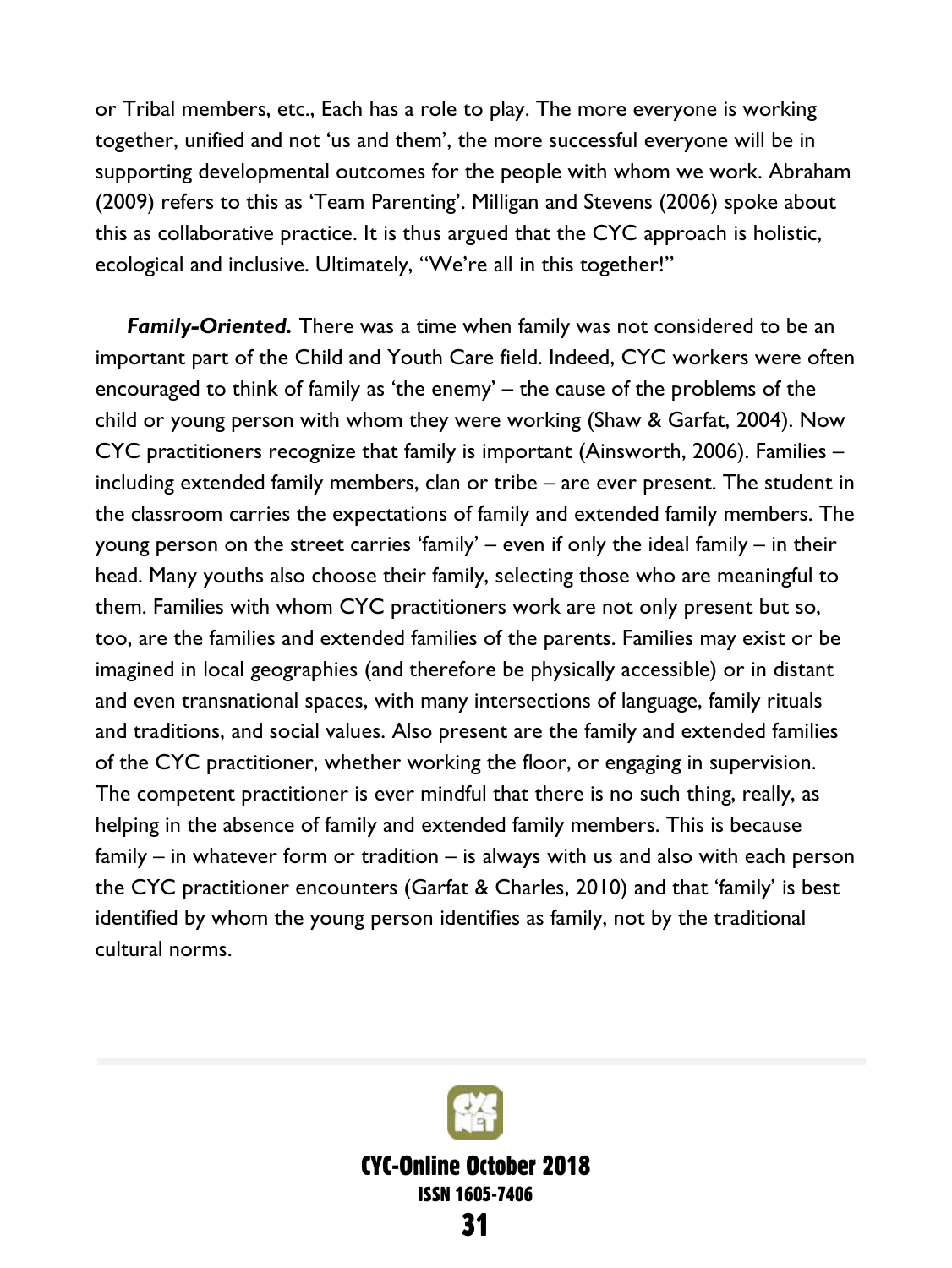or Tribal members, etc., Each has a role to play. The more everyone is working together, unified and not 'us and them', the more successful everyone will be in supporting developmental outcomes for the people with whom we work. Abraham (2009) refers to this as 'Team Parenting'. Milligan and Stevens (2006) spoke about this as collaborative practice. It is thus argued that the CYC approach is holistic, ecological and inclusive. Ultimately, "We're all in this together!"

***Family-Oriented.*** There was a time when family was not considered to be an important part of the Child and Youth Care field. Indeed, CYC workers were often encouraged to think of family as 'the enemy' – the cause of the problems of the child or young person with whom they were working (Shaw & Garfat, 2004). Now CYC practitioners recognize that family is important (Ainsworth, 2006). Families – including extended family members, clan or tribe – are ever present. The student in the classroom carries the expectations of family and extended family members. The young person on the street carries 'family' – even if only the ideal family – in their head. Many youths also choose their family, selecting those who are meaningful to them. Families with whom CYC practitioners work are not only present but so, too, are the families and extended families of the parents. Families may exist or be imagined in local geographies (and therefore be physically accessible) or in distant and even transnational spaces, with many intersections of language, family rituals and traditions, and social values. Also present are the family and extended families of the CYC practitioner, whether working the floor, or engaging in supervision. The competent practitioner is ever mindful that there is no such thing, really, as helping in the absence of family and extended family members. This is because family – in whatever form or tradition – is always with us and also with each person the CYC practitioner encounters (Garfat & Charles, 2010) and that 'family' is best identified by whom the young person identifies as family, not by the traditional cultural norms.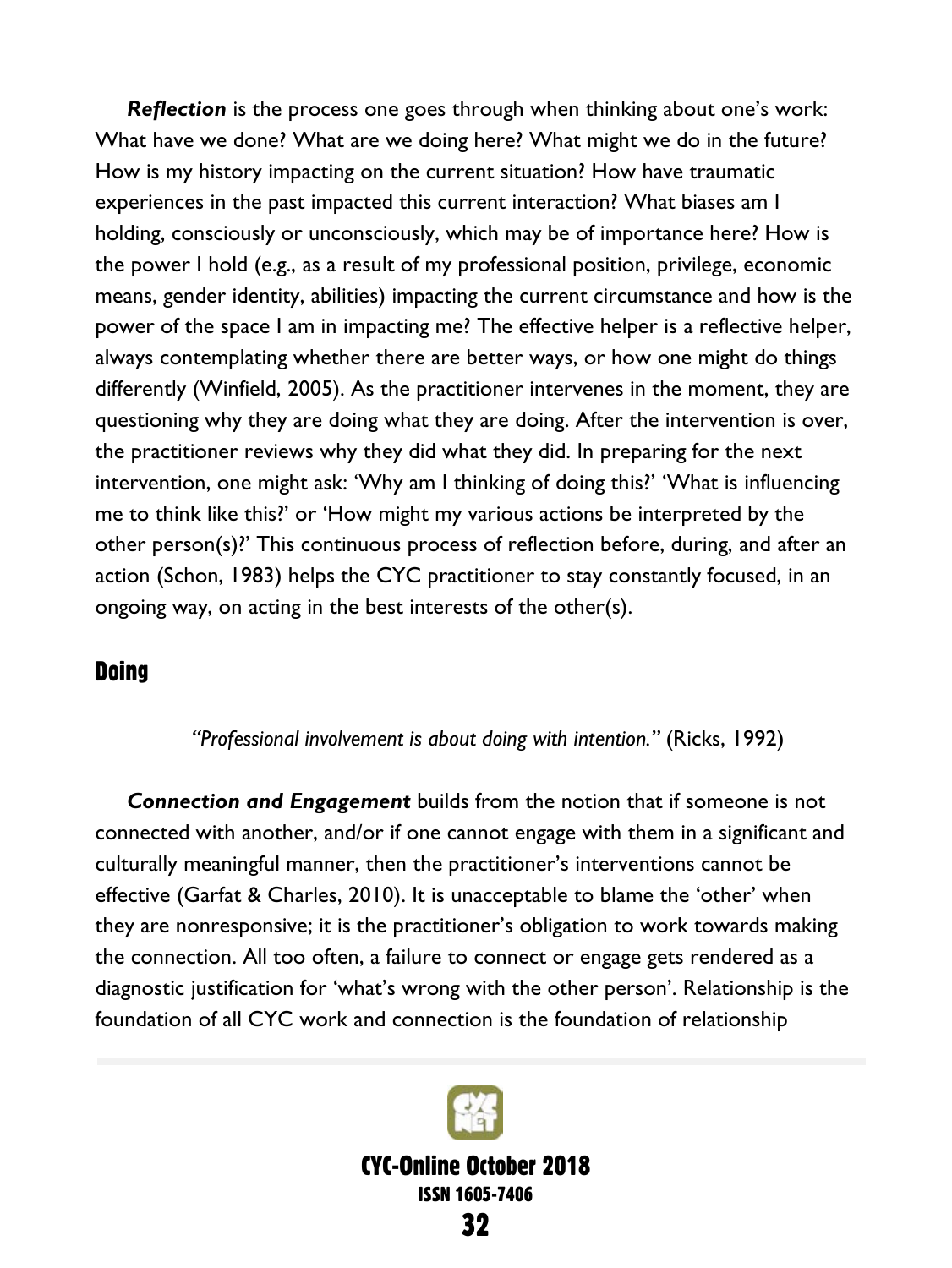***Reflection*** is the process one goes through when thinking about one's work: What have we done? What are we doing here? What might we do in the future? How is my history impacting on the current situation? How have traumatic experiences in the past impacted this current interaction? What biases am I holding, consciously or unconsciously, which may be of importance here? How is the power I hold (e.g., as a result of my professional position, privilege, economic means, gender identity, abilities) impacting the current circumstance and how is the power of the space I am in impacting me? The effective helper is a reflective helper, always contemplating whether there are better ways, or how one might do things differently (Winfield, 2005). As the practitioner intervenes in the moment, they are questioning why they are doing what they are doing. After the intervention is over, the practitioner reviews why they did what they did. In preparing for the next intervention, one might ask: 'Why am I thinking of doing this?' 'What is influencing me to think like this?' or 'How might my various actions be interpreted by the other person(s)?' This continuous process of reflection before, during, and after an action (Schon, 1983) helps the CYC practitioner to stay constantly focused, in an ongoing way, on acting in the best interests of the other(s).

## Doing

*"Professional involvement is about doing with intention."* (Ricks, 1992)

***Connection and Engagement*** builds from the notion that if someone is not connected with another, and/or if one cannot engage with them in a significant and culturally meaningful manner, then the practitioner's interventions cannot be effective (Garfat & Charles, 2010). It is unacceptable to blame the 'other' when they are nonresponsive; it is the practitioner's obligation to work towards making the connection. All too often, a failure to connect or engage gets rendered as a diagnostic justification for 'what's wrong with the other person'. Relationship is the foundation of all CYC work and connection is the foundation of relationship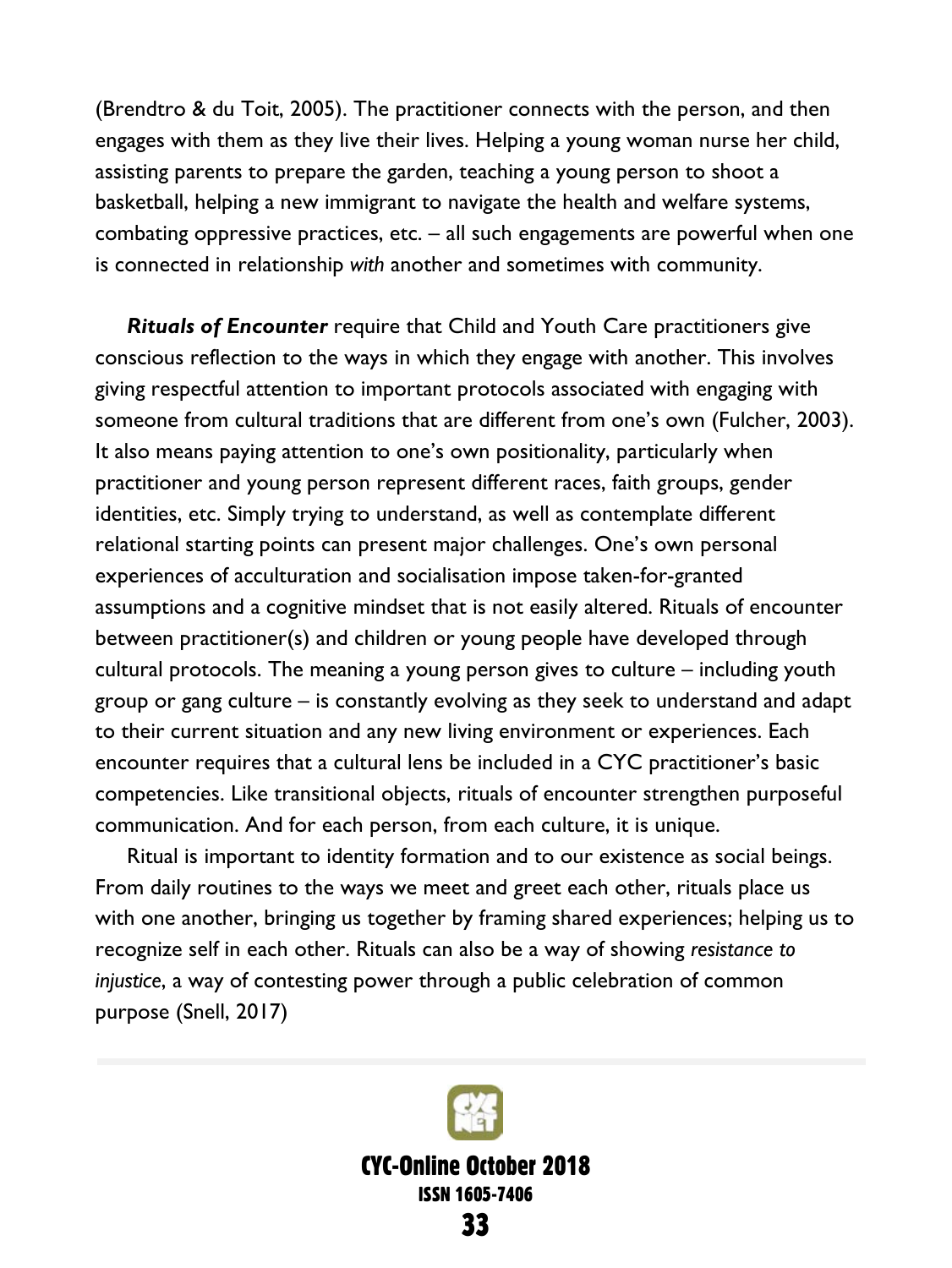(Brendtro & du Toit, 2005). The practitioner connects with the person, and then engages with them as they live their lives. Helping a young woman nurse her child, assisting parents to prepare the garden, teaching a young person to shoot a basketball, helping a new immigrant to navigate the health and welfare systems, combating oppressive practices, etc. – all such engagements are powerful when one is connected in relationship *with* another and sometimes with community.

***Rituals of Encounter*** require that Child and Youth Care practitioners give conscious reflection to the ways in which they engage with another. This involves giving respectful attention to important protocols associated with engaging with someone from cultural traditions that are different from one's own (Fulcher, 2003). It also means paying attention to one's own positionality, particularly when practitioner and young person represent different races, faith groups, gender identities, etc. Simply trying to understand, as well as contemplate different relational starting points can present major challenges. One's own personal experiences of acculturation and socialisation impose taken-for-granted assumptions and a cognitive mindset that is not easily altered. Rituals of encounter between practitioner(s) and children or young people have developed through cultural protocols. The meaning a young person gives to culture – including youth group or gang culture – is constantly evolving as they seek to understand and adapt to their current situation and any new living environment or experiences. Each encounter requires that a cultural lens be included in a CYC practitioner's basic competencies. Like transitional objects, rituals of encounter strengthen purposeful communication. And for each person, from each culture, it is unique.

Ritual is important to identity formation and to our existence as social beings. From daily routines to the ways we meet and greet each other, rituals place us with one another, bringing us together by framing shared experiences; helping us to recognize self in each other. Rituals can also be a way of showing *resistance to injustice*, a way of contesting power through a public celebration of common purpose (Snell, 2017)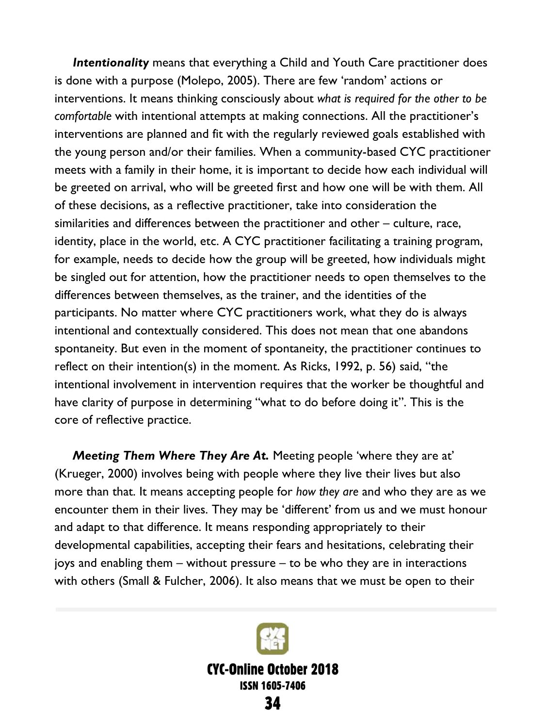***Intentionality*** means that everything a Child and Youth Care practitioner does is done with a purpose (Molepo, 2005). There are few 'random' actions or interventions. It means thinking consciously about *what is required for the other to be comfortable* with intentional attempts at making connections. All the practitioner's interventions are planned and fit with the regularly reviewed goals established with the young person and/or their families. When a community-based CYC practitioner meets with a family in their home, it is important to decide how each individual will be greeted on arrival, who will be greeted first and how one will be with them. All of these decisions, as a reflective practitioner, take into consideration the similarities and differences between the practitioner and other – culture, race, identity, place in the world, etc. A CYC practitioner facilitating a training program, for example, needs to decide how the group will be greeted, how individuals might be singled out for attention, how the practitioner needs to open themselves to the differences between themselves, as the trainer, and the identities of the participants. No matter where CYC practitioners work, what they do is always intentional and contextually considered. This does not mean that one abandons spontaneity. But even in the moment of spontaneity, the practitioner continues to reflect on their intention(s) in the moment. As Ricks, 1992, p. 56) said, "the intentional involvement in intervention requires that the worker be thoughtful and have clarity of purpose in determining "what to do before doing it". This is the core of reflective practice.

***Meeting Them Where They Are At.*** Meeting people 'where they are at' (Krueger, 2000) involves being with people where they live their lives but also more than that. It means accepting people for *how they are* and who they are as we encounter them in their lives. They may be 'different' from us and we must honour and adapt to that difference. It means responding appropriately to their developmental capabilities, accepting their fears and hesitations, celebrating their joys and enabling them – without pressure – to be who they are in interactions with others (Small & Fulcher, 2006). It also means that we must be open to their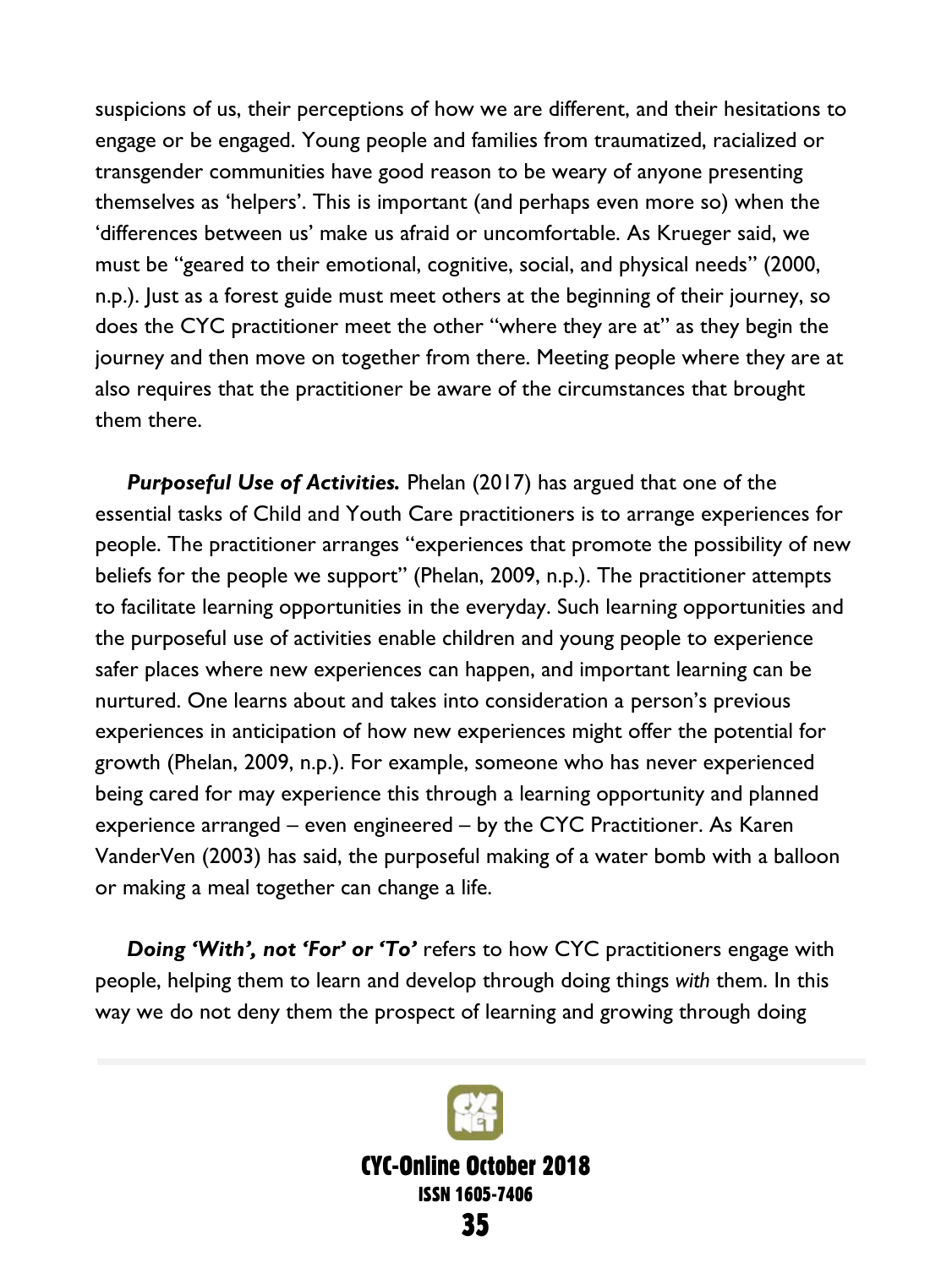suspicions of us, their perceptions of how we are different, and their hesitations to engage or be engaged. Young people and families from traumatized, racialized or transgender communities have good reason to be weary of anyone presenting themselves as 'helpers'. This is important (and perhaps even more so) when the 'differences between us' make us afraid or uncomfortable. As Krueger said, we must be "geared to their emotional, cognitive, social, and physical needs" (2000, n.p.). Just as a forest guide must meet others at the beginning of their journey, so does the CYC practitioner meet the other "where they are at" as they begin the journey and then move on together from there. Meeting people where they are at also requires that the practitioner be aware of the circumstances that brought them there.

***Purposeful Use of Activities.*** Phelan (2017) has argued that one of the essential tasks of Child and Youth Care practitioners is to arrange experiences for people. The practitioner arranges "experiences that promote the possibility of new beliefs for the people we support" (Phelan, 2009, n.p.). The practitioner attempts to facilitate learning opportunities in the everyday. Such learning opportunities and the purposeful use of activities enable children and young people to experience safer places where new experiences can happen, and important learning can be nurtured. One learns about and takes into consideration a person's previous experiences in anticipation of how new experiences might offer the potential for growth (Phelan, 2009, n.p.). For example, someone who has never experienced being cared for may experience this through a learning opportunity and planned experience arranged – even engineered – by the CYC Practitioner. As Karen VanderVen (2003) has said, the purposeful making of a water bomb with a balloon or making a meal together can change a life.

***Doing 'With', not 'For' or 'To'*** refers to how CYC practitioners engage with people, helping them to learn and develop through doing things *with* them. In this way we do not deny them the prospect of learning and growing through doing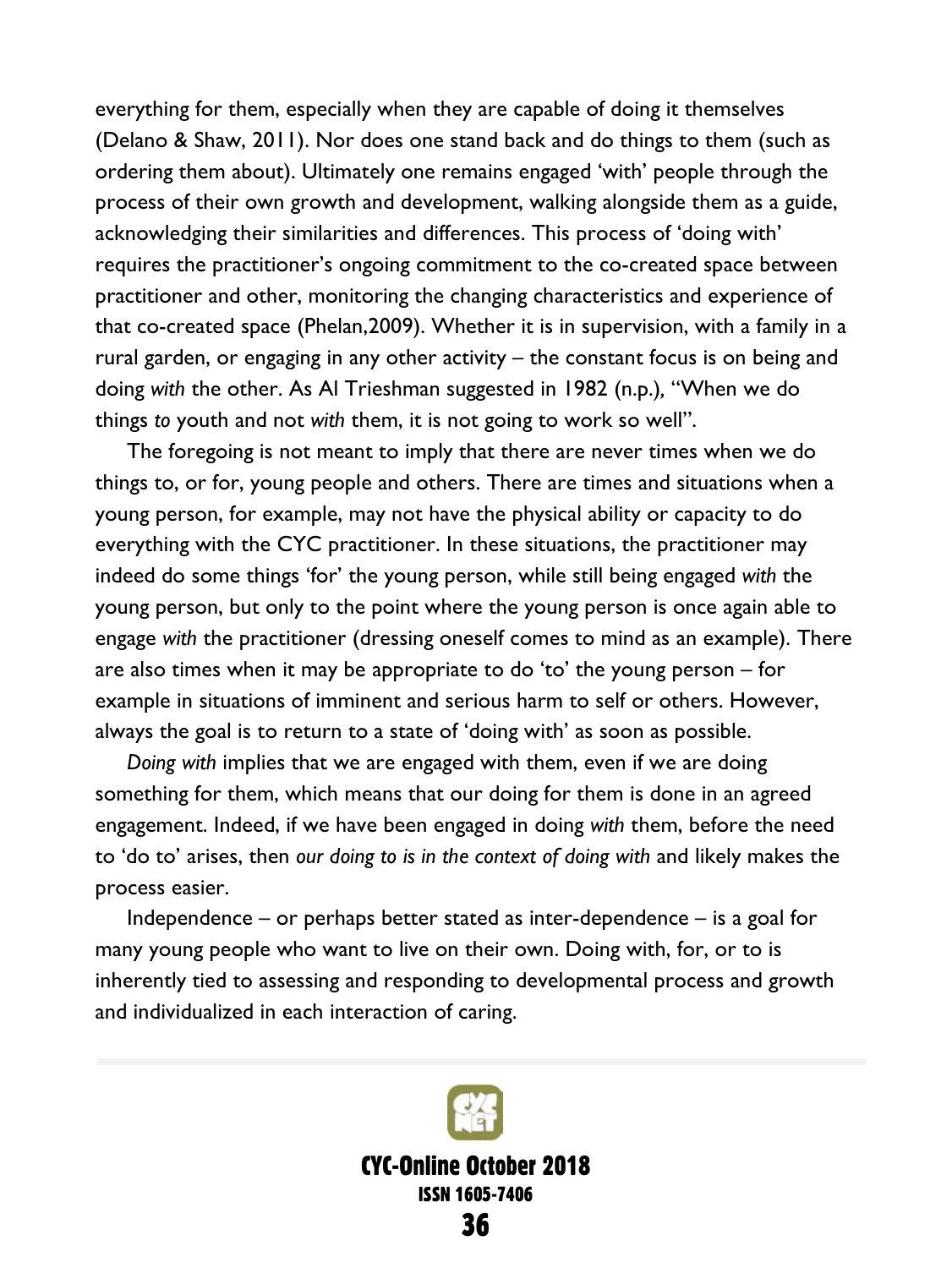everything for them, especially when they are capable of doing it themselves (Delano & Shaw, 2011). Nor does one stand back and do things to them (such as ordering them about). Ultimately one remains engaged 'with' people through the process of their own growth and development, walking alongside them as a guide, acknowledging their similarities and differences. This process of 'doing with' requires the practitioner's ongoing commitment to the co-created space between practitioner and other, monitoring the changing characteristics and experience of that co-created space (Phelan,2009). Whether it is in supervision, with a family in a rural garden, or engaging in any other activity – the constant focus is on being and doing *with* the other. As Al Trieshman suggested in 1982 (n.p.), "When we do things *to* youth and not *with* them, it is not going to work so well".

The foregoing is not meant to imply that there are never times when we do things to, or for, young people and others. There are times and situations when a young person, for example, may not have the physical ability or capacity to do everything with the CYC practitioner. In these situations, the practitioner may indeed do some things 'for' the young person, while still being engaged *with* the young person, but only to the point where the young person is once again able to engage *with* the practitioner (dressing oneself comes to mind as an example). There are also times when it may be appropriate to do 'to' the young person – for example in situations of imminent and serious harm to self or others. However, always the goal is to return to a state of 'doing with' as soon as possible.

*Doing with* implies that we are engaged with them, even if we are doing something for them, which means that our doing for them is done in an agreed engagement. Indeed, if we have been engaged in doing *with* them, before the need to 'do to' arises, then *our doing to is in the context of doing with* and likely makes the process easier.

Independence – or perhaps better stated as inter-dependence – is a goal for many young people who want to live on their own. Doing with, for, or to is inherently tied to assessing and responding to developmental process and growth and individualized in each interaction of caring.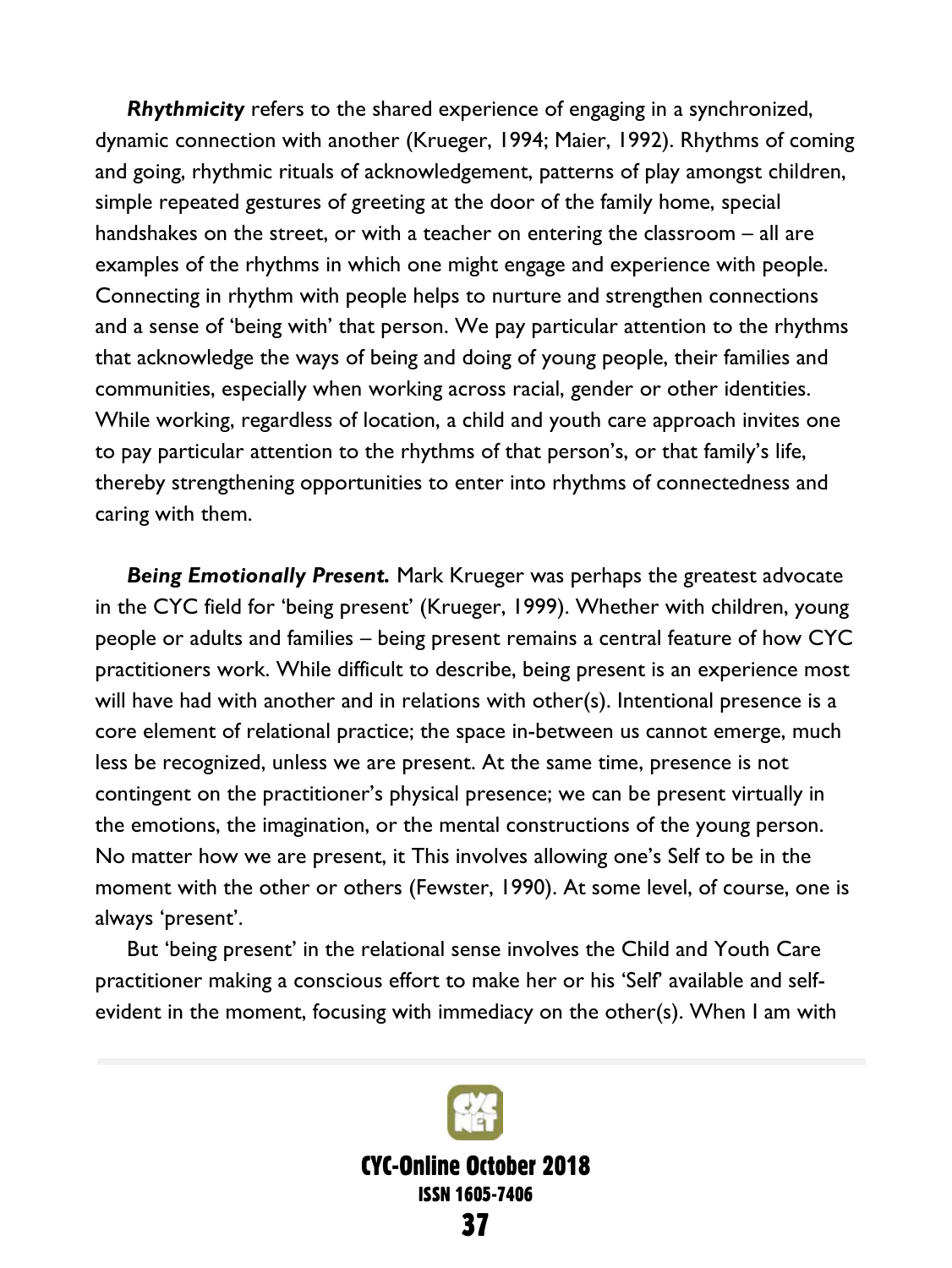***Rhythmicity*** refers to the shared experience of engaging in a synchronized, dynamic connection with another (Krueger, 1994; Maier, 1992). Rhythms of coming and going, rhythmic rituals of acknowledgement, patterns of play amongst children, simple repeated gestures of greeting at the door of the family home, special handshakes on the street, or with a teacher on entering the classroom – all are examples of the rhythms in which one might engage and experience with people. Connecting in rhythm with people helps to nurture and strengthen connections and a sense of 'being with' that person. We pay particular attention to the rhythms that acknowledge the ways of being and doing of young people, their families and communities, especially when working across racial, gender or other identities. While working, regardless of location, a child and youth care approach invites one to pay particular attention to the rhythms of that person's, or that family's life, thereby strengthening opportunities to enter into rhythms of connectedness and caring with them.

***Being Emotionally Present.*** Mark Krueger was perhaps the greatest advocate in the CYC field for 'being present' (Krueger, 1999). Whether with children, young people or adults and families – being present remains a central feature of how CYC practitioners work. While difficult to describe, being present is an experience most will have had with another and in relations with other(s). Intentional presence is a core element of relational practice; the space in-between us cannot emerge, much less be recognized, unless we are present. At the same time, presence is not contingent on the practitioner's physical presence; we can be present virtually in the emotions, the imagination, or the mental constructions of the young person. No matter how we are present, it This involves allowing one's Self to be in the moment with the other or others (Fewster, 1990). At some level, of course, one is always 'present'.

But 'being present' in the relational sense involves the Child and Youth Care practitioner making a conscious effort to make her or his 'Self' available and self-evident in the moment, focusing with immediacy on the other(s). When I am with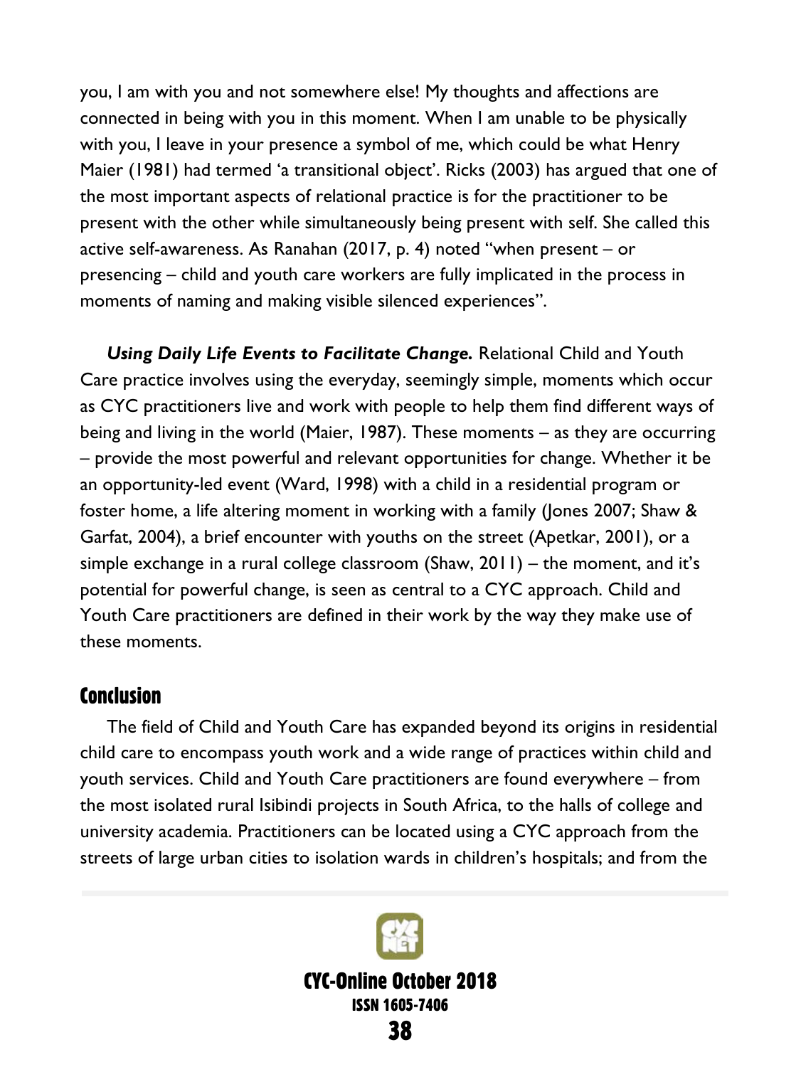you, I am with you and not somewhere else! My thoughts and affections are connected in being with you in this moment. When I am unable to be physically with you, I leave in your presence a symbol of me, which could be what Henry Maier (1981) had termed 'a transitional object'. Ricks (2003) has argued that one of the most important aspects of relational practice is for the practitioner to be present with the other while simultaneously being present with self. She called this active self-awareness. As Ranahan (2017, p. 4) noted "when present – or presencing – child and youth care workers are fully implicated in the process in moments of naming and making visible silenced experiences".

***Using Daily Life Events to Facilitate Change.*** Relational Child and Youth Care practice involves using the everyday, seemingly simple, moments which occur as CYC practitioners live and work with people to help them find different ways of being and living in the world (Maier, 1987). These moments – as they are occurring – provide the most powerful and relevant opportunities for change. Whether it be an opportunity-led event (Ward, 1998) with a child in a residential program or foster home, a life altering moment in working with a family (Jones 2007; Shaw & Garfat, 2004), a brief encounter with youths on the street (Apetkar, 2001), or a simple exchange in a rural college classroom (Shaw, 2011) – the moment, and it's potential for powerful change, is seen as central to a CYC approach. Child and Youth Care practitioners are defined in their work by the way they make use of these moments.

## Conclusion

The field of Child and Youth Care has expanded beyond its origins in residential child care to encompass youth work and a wide range of practices within child and youth services. Child and Youth Care practitioners are found everywhere – from the most isolated rural Isibindi projects in South Africa, to the halls of college and university academia. Practitioners can be located using a CYC approach from the streets of large urban cities to isolation wards in children's hospitals; and from the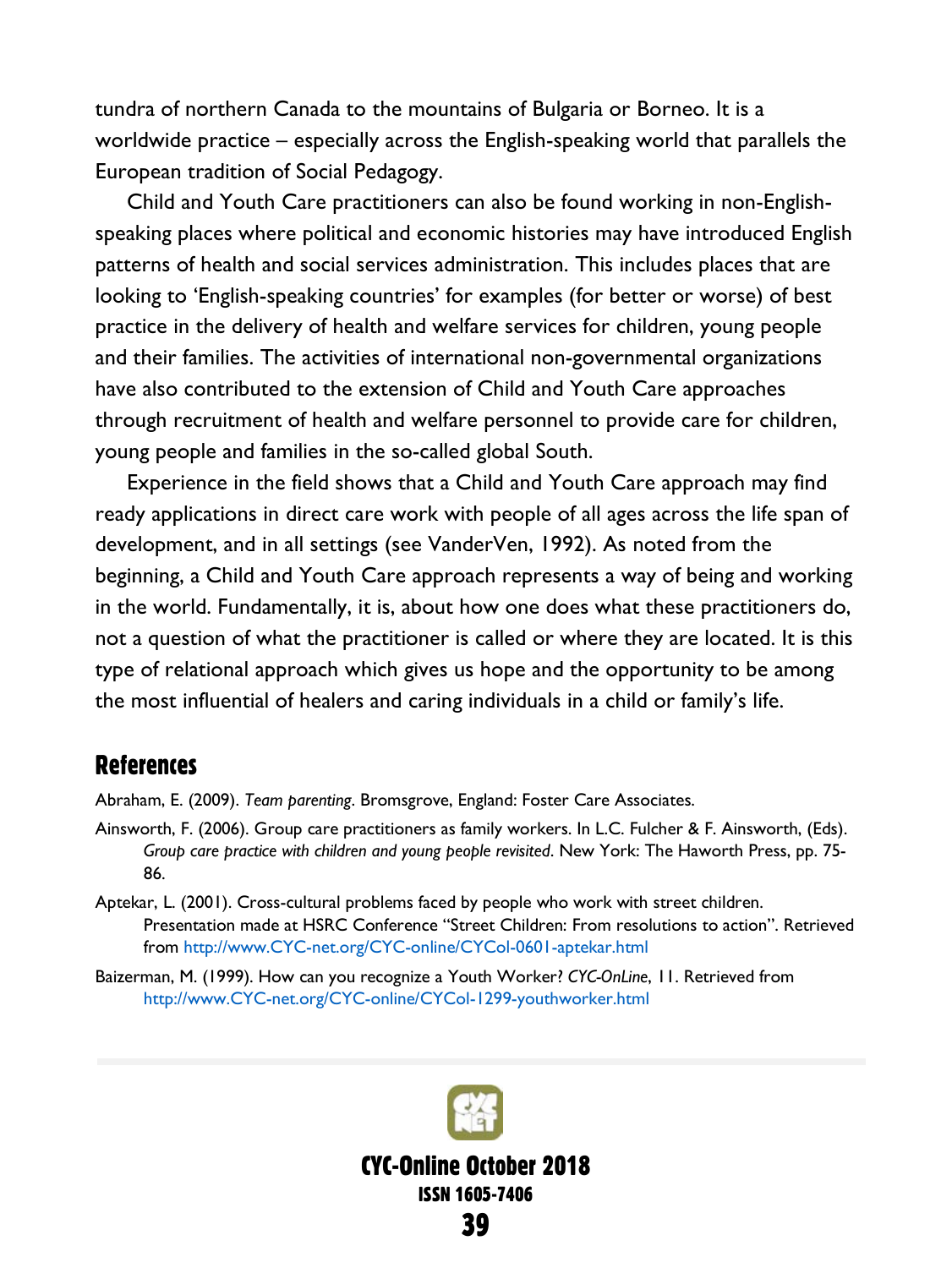tundra of northern Canada to the mountains of Bulgaria or Borneo. It is a worldwide practice – especially across the English-speaking world that parallels the European tradition of Social Pedagogy.

Child and Youth Care practitioners can also be found working in non-English-speaking places where political and economic histories may have introduced English patterns of health and social services administration. This includes places that are looking to 'English-speaking countries' for examples (for better or worse) of best practice in the delivery of health and welfare services for children, young people and their families. The activities of international non-governmental organizations have also contributed to the extension of Child and Youth Care approaches through recruitment of health and welfare personnel to provide care for children, young people and families in the so-called global South.

Experience in the field shows that a Child and Youth Care approach may find ready applications in direct care work with people of all ages across the life span of development, and in all settings (see VanderVen, 1992). As noted from the beginning, a Child and Youth Care approach represents a way of being and working in the world. Fundamentally, it is, about how one does what these practitioners do, not a question of what the practitioner is called or where they are located. It is this type of relational approach which gives us hope and the opportunity to be among the most influential of healers and caring individuals in a child or family's life.

## References

Abraham, E. (2009). *Team parenting*. Bromsgrove, England: Foster Care Associates.

Ainsworth, F. (2006). Group care practitioners as family workers. In L.C. Fulcher & F. Ainsworth, (Eds). *Group care practice with children and young people revisited*. New York: The Haworth Press, pp. 75-86.

Aptekar, L. (2001). Cross-cultural problems faced by people who work with street children. Presentation made at HSRC Conference "Street Children: From resolutions to action". Retrieved from http://www.CYC-net.org/CYC-online/CYCol-0601-aptekar.html

Baizerman, M. (1999). How can you recognize a Youth Worker? *CYC-OnLine*, 11. Retrieved from http://www.CYC-net.org/CYC-online/CYCol-1299-youthworker.html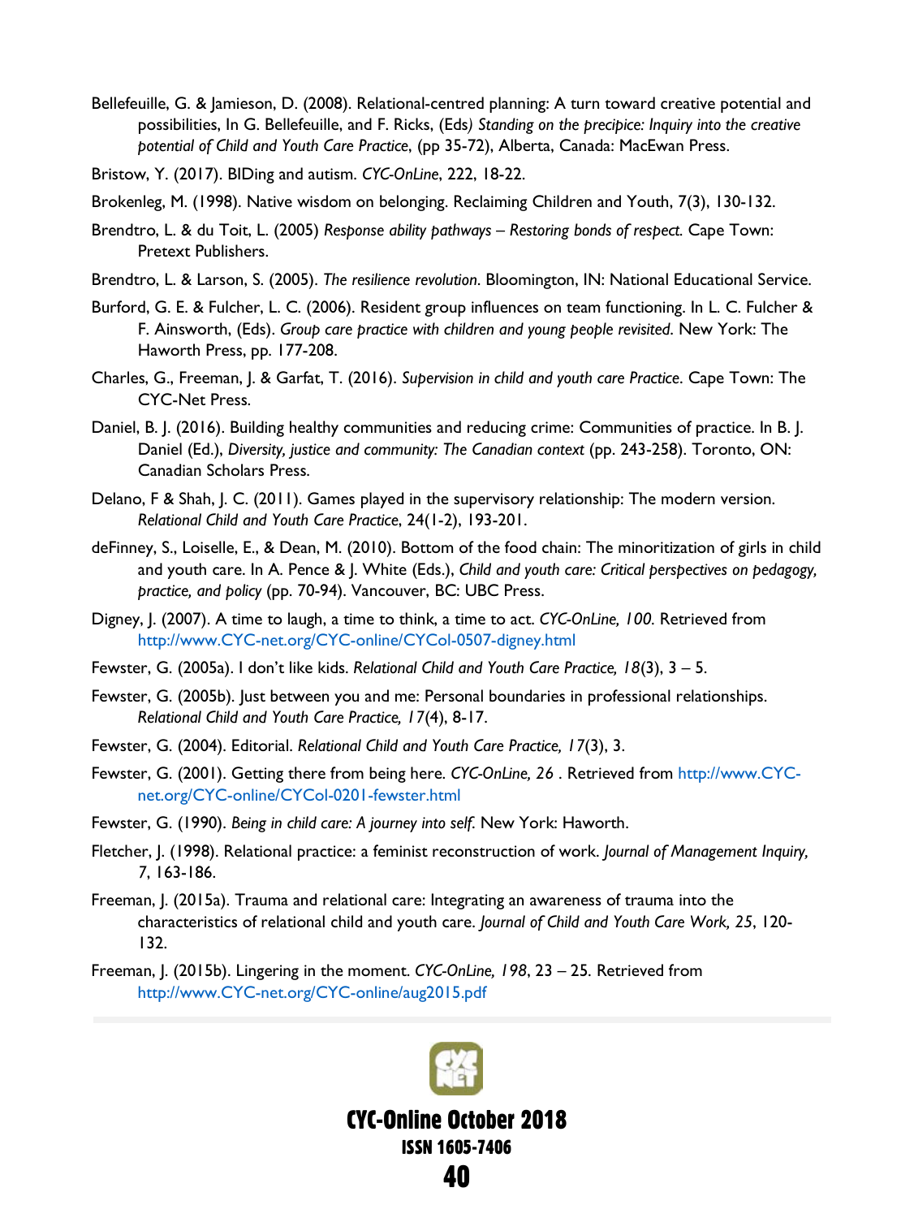Bellefeuille, G. & Jamieson, D. (2008). Relational-centred planning: A turn toward creative potential and possibilities, In G. Bellefeuille, and F. Ricks, (Eds*) Standing on the precipice: Inquiry into the creative potential of Child and Youth Care Practice*, (pp 35-72), Alberta, Canada: MacEwan Press.

Bristow, Y. (2017). BIDing and autism. *CYC-OnLine*, 222, 18-22.

Brokenleg, M. (1998). Native wisdom on belonging. Reclaiming Children and Youth, 7(3), 130-132.

Brendtro, L. & du Toit, L. (2005) *Response ability pathways – Restoring bonds of respect.* Cape Town: Pretext Publishers.

Brendtro, L. & Larson, S. (2005). *The resilience revolution*. Bloomington, IN: National Educational Service.

Burford, G. E. & Fulcher, L. C. (2006). Resident group influences on team functioning. In L. C. Fulcher & F. Ainsworth, (Eds). *Group care practice with children and young people revisited.* New York: The Haworth Press, pp. 177-208.

Charles, G., Freeman, J. & Garfat, T. (2016). *Supervision in child and youth care Practice*. Cape Town: The CYC-Net Press.

Daniel, B. J. (2016). Building healthy communities and reducing crime: Communities of practice. In B. J. Daniel (Ed.), *Diversity, justice and community: The Canadian context* (pp. 243-258). Toronto, ON: Canadian Scholars Press.

Delano, F & Shah, J. C. (2011). Games played in the supervisory relationship: The modern version. *Relational Child and Youth Care Practice*, 24(1-2), 193-201.

deFinney, S., Loiselle, E., & Dean, M. (2010). Bottom of the food chain: The minoritization of girls in child and youth care. In A. Pence & J. White (Eds.), *Child and youth care: Critical perspectives on pedagogy, practice, and policy* (pp. 70-94). Vancouver, BC: UBC Press.

Digney, J. (2007). A time to laugh, a time to think, a time to act. *CYC-OnLine, 100*. Retrieved from http://www.CYC-net.org/CYC-online/CYCol-0507-digney.html

Fewster, G. (2005a). I don't like kids. *Relational Child and Youth Care Practice, 18*(3), 3 – 5.

Fewster, G. (2005b). Just between you and me: Personal boundaries in professional relationships. *Relational Child and Youth Care Practice, 17*(4), 8-17.

Fewster, G. (2004). Editorial. *Relational Child and Youth Care Practice, 17*(3), 3.

Fewster, G. (2001). Getting there from being here. *CYC-OnLine, 26* . Retrieved from http://www.CYC-net.org/CYC-online/CYCol-0201-fewster.html

Fewster, G. (1990). *Being in child care: A journey into self*. New York: Haworth.

Fletcher, J. (1998). Relational practice: a feminist reconstruction of work. *Journal of Management Inquiry,* 7, 163-186.

Freeman, J. (2015a). Trauma and relational care: Integrating an awareness of trauma into the characteristics of relational child and youth care. *Journal of Child and Youth Care Work, 25*, 120-132.

Freeman, J. (2015b). Lingering in the moment. *CYC-OnLine, 198*, 23 – 25. Retrieved from http://www.CYC-net.org/CYC-online/aug2015.pdf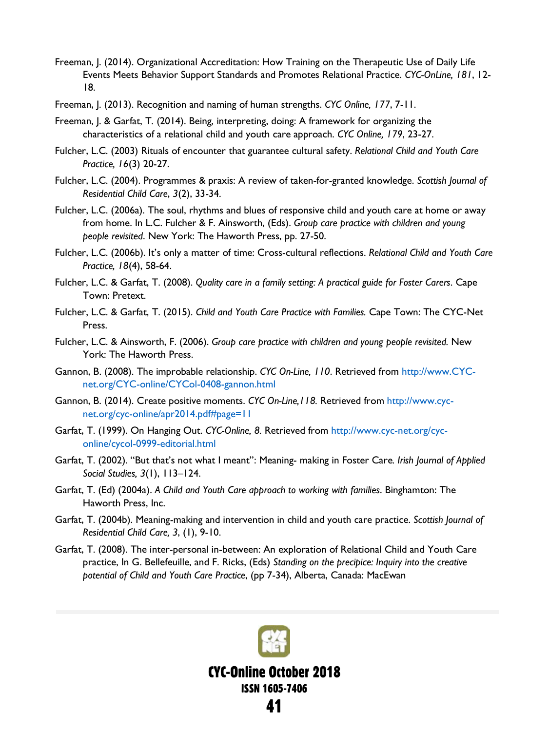Freeman, J. (2014). Organizational Accreditation: How Training on the Therapeutic Use of Daily Life Events Meets Behavior Support Standards and Promotes Relational Practice. *CYC-OnLine, 181*, 12-18.

Freeman, J. (2013). Recognition and naming of human strengths. *CYC Online, 177*, 7-11.

Freeman, J. & Garfat, T. (2014). Being, interpreting, doing: A framework for organizing the characteristics of a relational child and youth care approach. *CYC Online, 179*, 23-27.

Fulcher, L.C. (2003) Rituals of encounter that guarantee cultural safety. *Relational Child and Youth Care Practice, 16*(3) 20-27.

Fulcher, L.C. (2004). Programmes & praxis: A review of taken-for-granted knowledge. *Scottish Journal of Residential Child Care*, *3*(2), 33-34.

Fulcher, L.C. (2006a). The soul, rhythms and blues of responsive child and youth care at home or away from home. In L.C. Fulcher & F. Ainsworth, (Eds). *Group care practice with children and young people revisited*. New York: The Haworth Press, pp. 27-50.

Fulcher, L.C. (2006b). It's only a matter of time: Cross-cultural reflections. *Relational Child and Youth Care Practice, 18*(4), 58-64.

Fulcher, L.C. & Garfat, T. (2008). *Quality care in a family setting: A practical guide for Foster Carers*. Cape Town: Pretext.

Fulcher, L.C. & Garfat, T. (2015). *Child and Youth Care Practice with Families.* Cape Town: The CYC-Net Press.

Fulcher, L.C. & Ainsworth, F. (2006). *Group care practice with children and young people revisited.* New York: The Haworth Press.

Gannon, B. (2008). The improbable relationship. *CYC On-Line, 110*. Retrieved from http://www.CYC-net.org/CYC-online/CYCol-0408-gannon.html

Gannon, B. (2014). Create positive moments. *CYC On-Line,118.* Retrieved from http://www.cyc-net.org/cyc-online/apr2014.pdf#page=11

Garfat, T. (1999). On Hanging Out. *CYC-Online, 8.* Retrieved from http://www.cyc-net.org/cyc-online/cycol-0999-editorial.html

Garfat, T. (2002). "But that's not what I meant": Meaning- making in Foster Care. *Irish Journal of Applied Social Studies, 3*(1), 113–124.

Garfat, T. (Ed) (2004a). *A Child and Youth Care approach to working with families*. Binghamton: The Haworth Press, Inc.

Garfat, T. (2004b). Meaning-making and intervention in child and youth care practice. *Scottish Journal of Residential Child Care, 3*, (1), 9-10.

Garfat, T. (2008). The inter-personal in-between: An exploration of Relational Child and Youth Care practice, In G. Bellefeuille, and F. Ricks, (Eds) *Standing on the precipice: Inquiry into the creative potential of Child and Youth Care Practice*, (pp 7-34), Alberta, Canada: MacEwan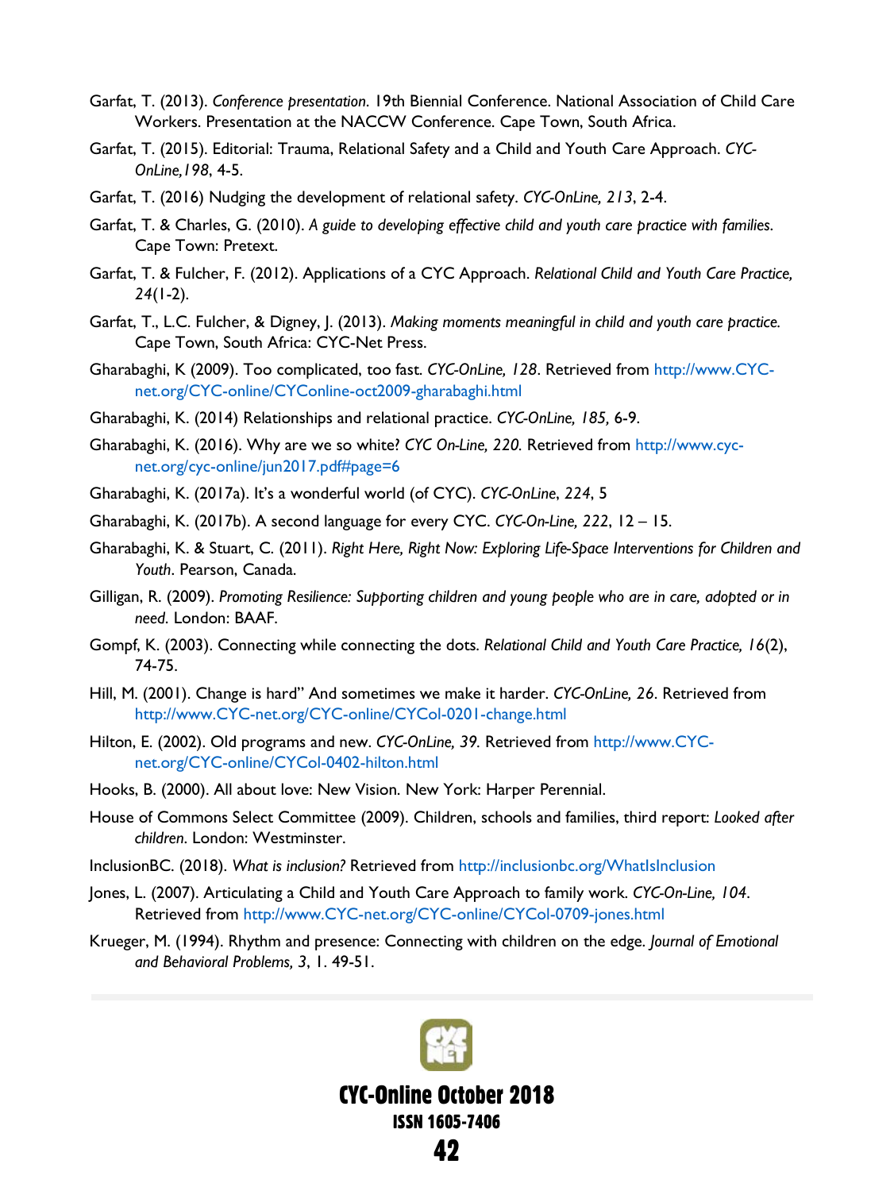Garfat, T. (2013). *Conference presentation*. 19th Biennial Conference. National Association of Child Care Workers. Presentation at the NACCW Conference. Cape Town, South Africa.

Garfat, T. (2015). Editorial: Trauma, Relational Safety and a Child and Youth Care Approach. *CYC-OnLine,198*, 4-5.

Garfat, T. (2016) Nudging the development of relational safety. *CYC-OnLine, 213*, 2-4.

Garfat, T. & Charles, G. (2010). *A guide to developing effective child and youth care practice with families*. Cape Town: Pretext.

Garfat, T. & Fulcher, F. (2012). Applications of a CYC Approach. *Relational Child and Youth Care Practice, 24*(1-2).

Garfat, T., L.C. Fulcher, & Digney, J. (2013). *Making moments meaningful in child and youth care practice*. Cape Town, South Africa: CYC-Net Press.

Gharabaghi, K (2009). Too complicated, too fast. *CYC-OnLine, 128*. Retrieved from http://www.CYC-net.org/CYC-online/CYConline-oct2009-gharabaghi.html

Gharabaghi, K. (2014) Relationships and relational practice. *CYC-OnLine, 185*, 6-9.

Gharabaghi, K. (2016). Why are we so white? *CYC On-Line, 220*. Retrieved from http://www.cyc-net.org/cyc-online/jun2017.pdf#page=6

Gharabaghi, K. (2017a). It's a wonderful world (of CYC). *CYC-OnLine*, *224*, 5

Gharabaghi, K. (2017b). A second language for every CYC. *CYC-On-Line*, *222*, 12 – 15.

Gharabaghi, K. & Stuart, C. (2011). *Right Here, Right Now: Exploring Life-Space Interventions for Children and Youth*. Pearson, Canada.

Gilligan, R. (2009). *Promoting Resilience: Supporting children and young people who are in care, adopted or in need*. London: BAAF.

Gompf, K. (2003). Connecting while connecting the dots. *Relational Child and Youth Care Practice, 16*(2), 74-75.

Hill, M. (2001). Change is hard" And sometimes we make it harder. *CYC-OnLine, 26*. Retrieved from http://www.CYC-net.org/CYC-online/CYCol-0201-change.html

Hilton, E. (2002). Old programs and new. *CYC-OnLine, 39*. Retrieved from http://www.CYC-net.org/CYC-online/CYCol-0402-hilton.html

Hooks, B. (2000). All about love: New Vision. New York: Harper Perennial.

House of Commons Select Committee (2009). Children, schools and families, third report: *Looked after children*. London: Westminster.

InclusionBC. (2018). *What is inclusion?* Retrieved from http://inclusionbc.org/WhatIsInclusion

Jones, L. (2007). Articulating a Child and Youth Care Approach to family work. *CYC-On-Line, 104*. Retrieved from http://www.CYC-net.org/CYC-online/CYCol-0709-jones.html

Krueger, M. (1994). Rhythm and presence: Connecting with children on the edge. *Journal of Emotional and Behavioral Problems, 3*, 1. 49-51.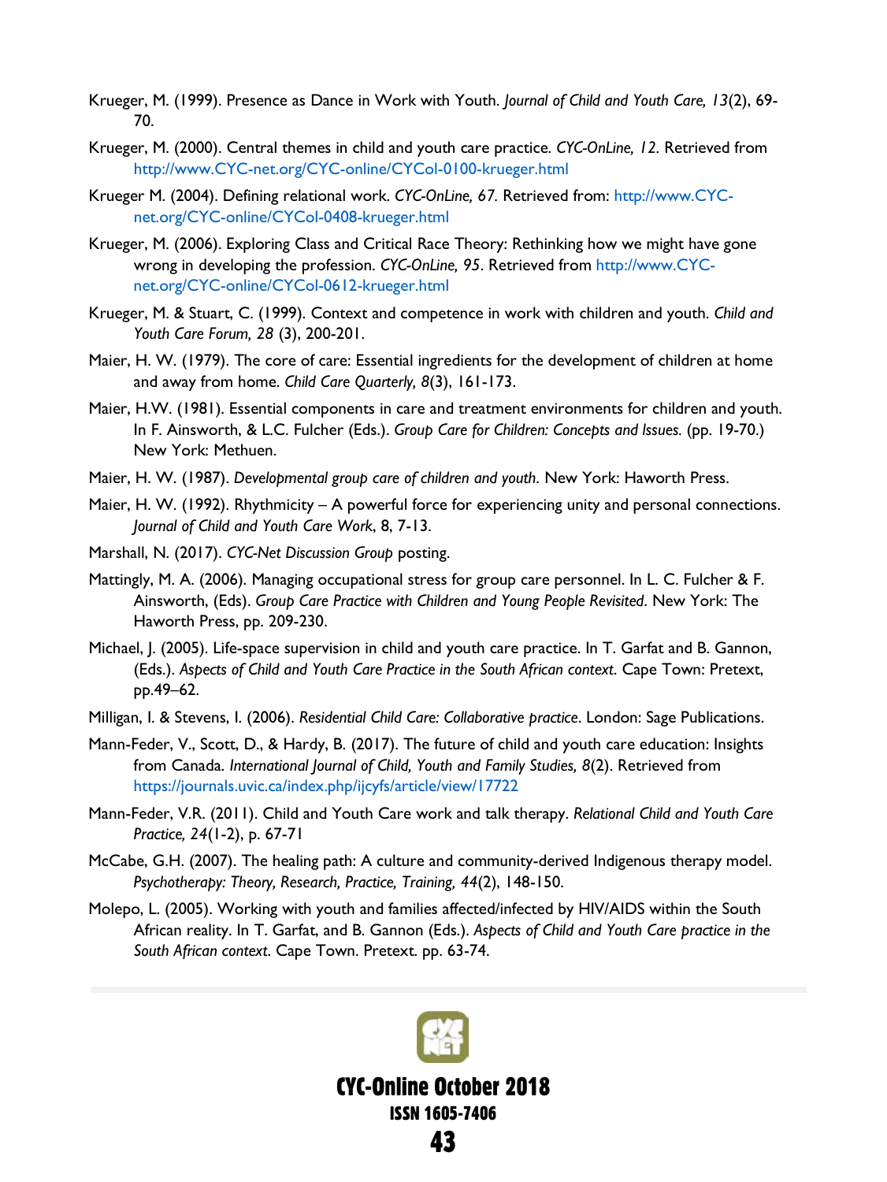Krueger, M. (1999). Presence as Dance in Work with Youth. *Journal of Child and Youth Care, 13*(2), 69-70.

Krueger, M. (2000). Central themes in child and youth care practice. *CYC-OnLine, 12*. Retrieved from http://www.CYC-net.org/CYC-online/CYCol-0100-krueger.html

Krueger M. (2004). Defining relational work. *CYC-OnLine, 67*. Retrieved from: http://www.CYC-net.org/CYC-online/CYCol-0408-krueger.html

Krueger, M. (2006). Exploring Class and Critical Race Theory: Rethinking how we might have gone wrong in developing the profession. *CYC-OnLine, 95*. Retrieved from http://www.CYC-net.org/CYC-online/CYCol-0612-krueger.html

Krueger, M. & Stuart, C. (1999). Context and competence in work with children and youth. *Child and Youth Care Forum, 28* (3), 200-201.

Maier, H. W. (1979). The core of care: Essential ingredients for the development of children at home and away from home. *Child Care Quarterly, 8*(3), 161-173.

Maier, H.W. (1981). Essential components in care and treatment environments for children and youth. In F. Ainsworth, & L.C. Fulcher (Eds.). *Group Care for Children: Concepts and Issues.* (pp. 19-70.) New York: Methuen.

Maier, H. W. (1987). *Developmental group care of children and youth*. New York: Haworth Press.

Maier, H. W. (1992). Rhythmicity – A powerful force for experiencing unity and personal connections. *Journal of Child and Youth Care Work*, 8, 7-13.

Marshall, N. (2017). *CYC-Net Discussion Group* posting.

Mattingly, M. A. (2006). Managing occupational stress for group care personnel. In L. C. Fulcher & F. Ainsworth, (Eds). *Group Care Practice with Children and Young People Revisited*. New York: The Haworth Press, pp. 209-230.

Michael, J. (2005). Life-space supervision in child and youth care practice. In T. Garfat and B. Gannon, (Eds.). *Aspects of Child and Youth Care Practice in the South African context*. Cape Town: Pretext, pp.49–62.

Milligan, I. & Stevens, I. (2006). *Residential Child Care: Collaborative practice*. London: Sage Publications.

Mann-Feder, V., Scott, D., & Hardy, B. (2017). The future of child and youth care education: Insights from Canada. *International Journal of Child, Youth and Family Studies, 8*(2). Retrieved from https://journals.uvic.ca/index.php/ijcyfs/article/view/17722

Mann-Feder, V.R. (2011). Child and Youth Care work and talk therapy. *Relational Child and Youth Care Practice, 24*(1-2), p. 67-71

McCabe, G.H. (2007). The healing path: A culture and community-derived Indigenous therapy model. *Psychotherapy: Theory, Research, Practice, Training, 44*(2), 148-150.

Molepo, L. (2005). Working with youth and families affected/infected by HIV/AIDS within the South African reality. In T. Garfat, and B. Gannon (Eds.). *Aspects of Child and Youth Care practice in the South African context*. Cape Town. Pretext. pp. 63-74.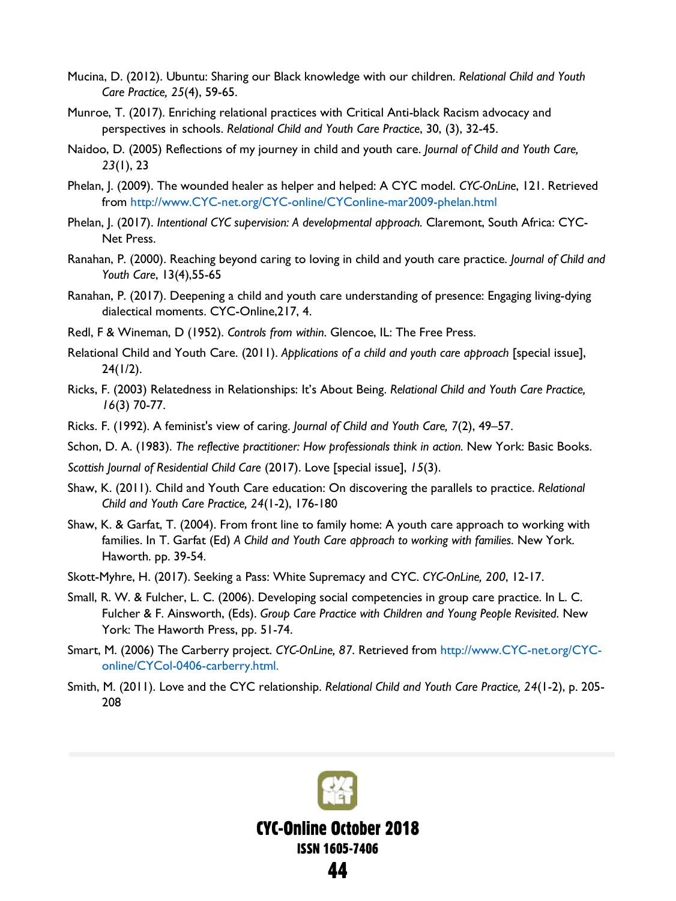Mucina, D. (2012). Ubuntu: Sharing our Black knowledge with our children. *Relational Child and Youth Care Practice, 25*(4), 59-65.

Munroe, T. (2017). Enriching relational practices with Critical Anti-black Racism advocacy and perspectives in schools. *Relational Child and Youth Care Practice*, 30, (3), 32-45.

Naidoo, D. (2005) Reflections of my journey in child and youth care. *Journal of Child and Youth Care, 23*(1), 23

Phelan, J. (2009). The wounded healer as helper and helped: A CYC model. *CYC-OnLine*, 121. Retrieved from http://www.CYC-net.org/CYC-online/CYConline-mar2009-phelan.html

Phelan, J. (2017). *Intentional CYC supervision: A developmental approach.* Claremont, South Africa: CYC-Net Press.

Ranahan, P. (2000). Reaching beyond caring to loving in child and youth care practice. *Journal of Child and Youth Care*, 13(4),55-65

Ranahan, P. (2017). Deepening a child and youth care understanding of presence: Engaging living-dying dialectical moments. CYC-Online,217, 4.

Redl, F & Wineman, D (1952). *Controls from within*. Glencoe, IL: The Free Press.

Relational Child and Youth Care. (2011). *Applications of a child and youth care approach* [special issue], 24(1/2).

Ricks, F. (2003) Relatedness in Relationships: It's About Being. *Relational Child and Youth Care Practice, 16*(3) 70-77.

Ricks. F. (1992). A feminist's view of caring. *Journal of Child and Youth Care,* 7(2), 49–57.

Schon, D. A. (1983). *The reflective practitioner: How professionals think in action.* New York: Basic Books.

*Scottish Journal of Residential Child Care* (2017). Love [special issue], *15*(3).

Shaw, K. (2011). Child and Youth Care education: On discovering the parallels to practice. *Relational Child and Youth Care Practice, 24*(1-2), 176-180

Shaw, K. & Garfat, T. (2004). From front line to family home: A youth care approach to working with families. In T. Garfat (Ed) *A Child and Youth Care approach to working with families.* New York. Haworth. pp. 39-54.

Skott-Myhre, H. (2017). Seeking a Pass: White Supremacy and CYC. *CYC-OnLine, 200*, 12-17.

Small, R. W. & Fulcher, L. C. (2006). Developing social competencies in group care practice. In L. C. Fulcher & F. Ainsworth, (Eds). *Group Care Practice with Children and Young People Revisited.* New York: The Haworth Press, pp. 51-74.

Smart, M. (2006) The Carberry project. *CYC-OnLine, 87*. Retrieved from http://www.CYC-net.org/CYC-online/CYCol-0406-carberry.html.

Smith, M. (2011). Love and the CYC relationship. *Relational Child and Youth Care Practice, 24*(1-2), p. 205-208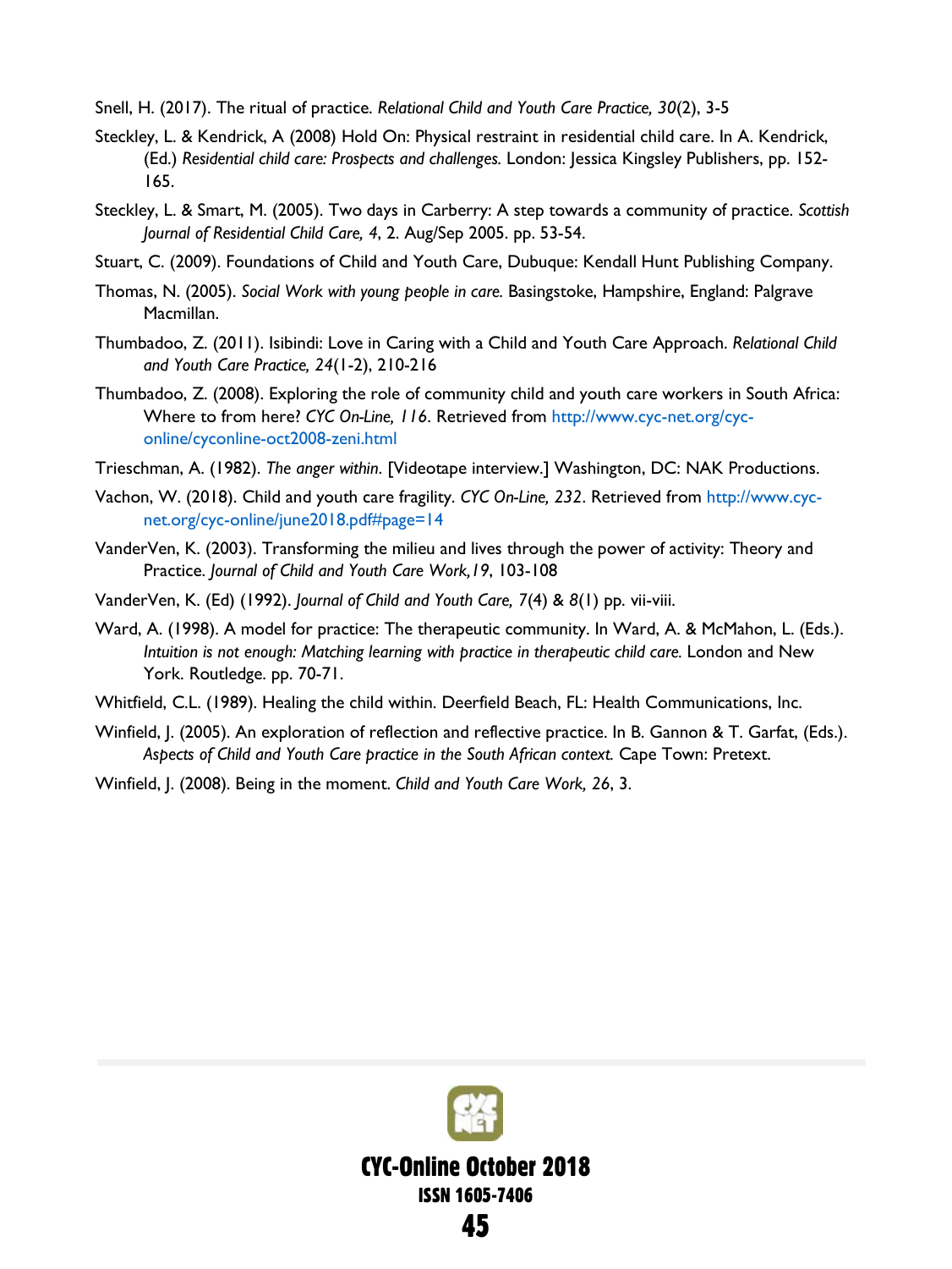Snell, H. (2017). The ritual of practice. *Relational Child and Youth Care Practice, 30*(2), 3-5

Steckley, L. & Kendrick, A (2008) Hold On: Physical restraint in residential child care. In A. Kendrick, (Ed.) *Residential child care: Prospects and challenges.* London: Jessica Kingsley Publishers, pp. 152-165.

Steckley, L. & Smart, M. (2005). Two days in Carberry: A step towards a community of practice. *Scottish Journal of Residential Child Care, 4*, 2. Aug/Sep 2005. pp. 53-54.

Stuart, C. (2009). Foundations of Child and Youth Care, Dubuque: Kendall Hunt Publishing Company.

Thomas, N. (2005). *Social Work with young people in care.* Basingstoke, Hampshire, England: Palgrave Macmillan.

Thumbadoo, Z. (2011). Isibindi: Love in Caring with a Child and Youth Care Approach. *Relational Child and Youth Care Practice, 24*(1-2), 210-216

Thumbadoo, Z. (2008). Exploring the role of community child and youth care workers in South Africa: Where to from here? *CYC On-Line, 116*. Retrieved from http://www.cyc-net.org/cyc-online/cyconline-oct2008-zeni.html

Trieschman, A. (1982). *The anger within*. [Videotape interview.] Washington, DC: NAK Productions.

Vachon, W. (2018). Child and youth care fragility. *CYC On-Line, 232*. Retrieved from http://www.cyc-net.org/cyc-online/june2018.pdf#page=14

VanderVen, K. (2003). Transforming the milieu and lives through the power of activity: Theory and Practice. *Journal of Child and Youth Care Work,19*, 103-108

VanderVen, K. (Ed) (1992). *Journal of Child and Youth Care, 7*(4) & *8*(1) pp. vii-viii.

Ward, A. (1998). A model for practice: The therapeutic community. In Ward, A. & McMahon, L. (Eds.). *Intuition is not enough: Matching learning with practice in therapeutic child care.* London and New York. Routledge. pp. 70-71.

Whitfield, C.L. (1989). Healing the child within. Deerfield Beach, FL: Health Communications, Inc.

Winfield, J. (2005). An exploration of reflection and reflective practice. In B. Gannon & T. Garfat, (Eds.). *Aspects of Child and Youth Care practice in the South African context.* Cape Town: Pretext.

Winfield, J. (2008). Being in the moment. *Child and Youth Care Work, 26*, 3.